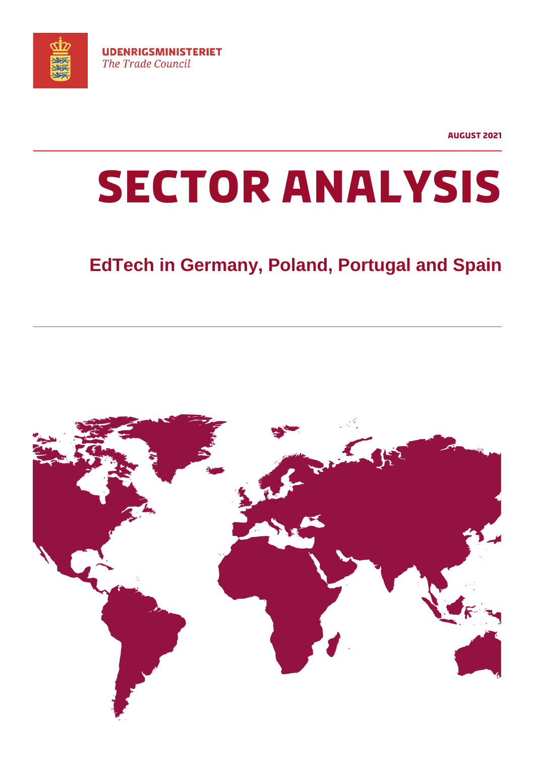UDENRIGSMINISTERIET
*The Trade Council*

AUGUST 2021

# SECTOR ANALYSIS

## EdTech in Germany, Poland, Portugal and Spain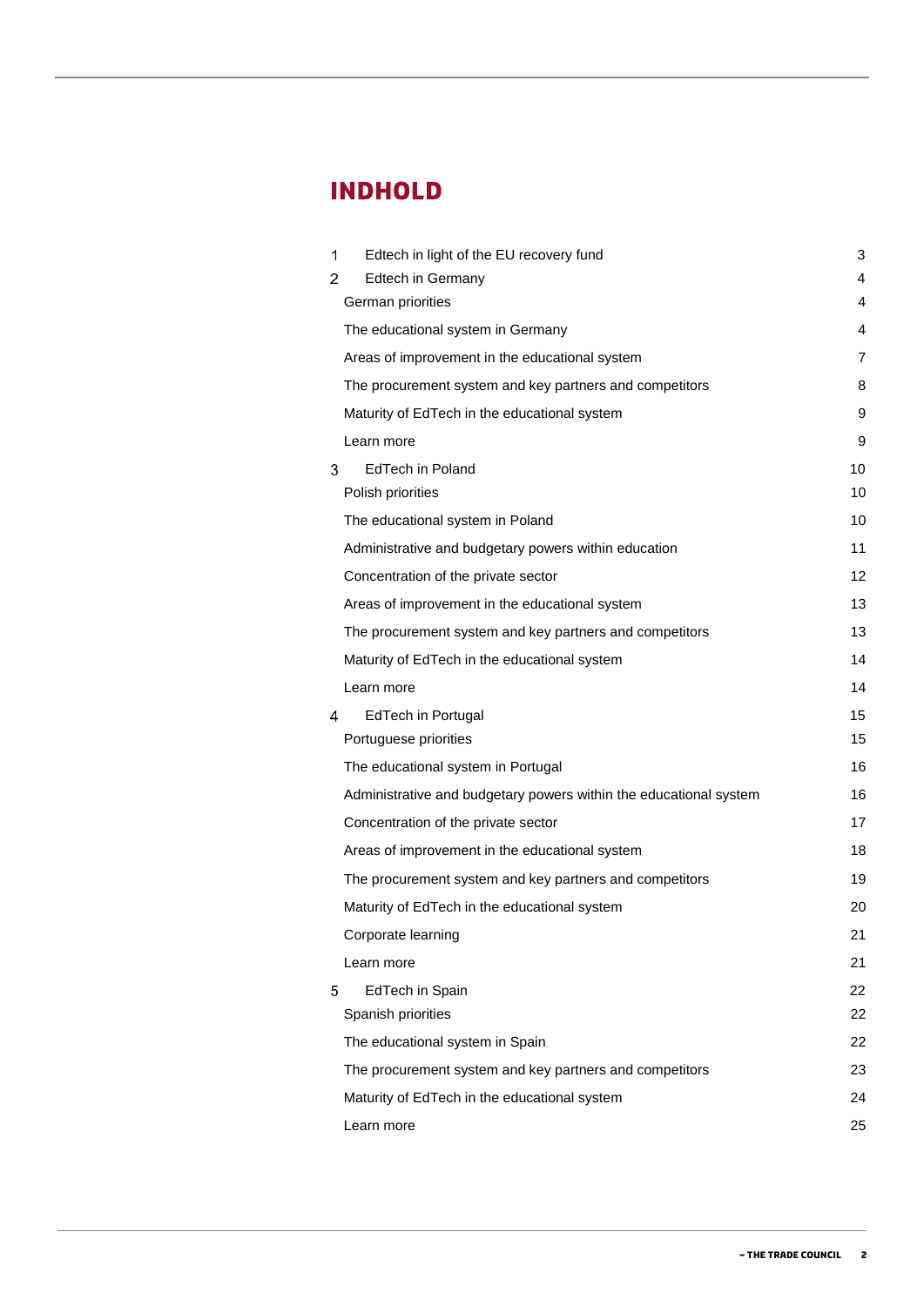# INDHOLD

| | | |
|---|---|---|
| 1 | Edtech in light of the EU recovery fund | 3 |
| 2 | Edtech in Germany | 4 |
| | German priorities | 4 |
| | The educational system in Germany | 4 |
| | Areas of improvement in the educational system | 7 |
| | The procurement system and key partners and competitors | 8 |
| | Maturity of EdTech in the educational system | 9 |
| | Learn more | 9 |
| 3 | EdTech in Poland | 10 |
| | Polish priorities | 10 |
| | The educational system in Poland | 10 |
| | Administrative and budgetary powers within education | 11 |
| | Concentration of the private sector | 12 |
| | Areas of improvement in the educational system | 13 |
| | The procurement system and key partners and competitors | 13 |
| | Maturity of EdTech in the educational system | 14 |
| | Learn more | 14 |
| 4 | EdTech in Portugal | 15 |
| | Portuguese priorities | 15 |
| | The educational system in Portugal | 16 |
| | Administrative and budgetary powers within the educational system | 16 |
| | Concentration of the private sector | 17 |
| | Areas of improvement in the educational system | 18 |
| | The procurement system and key partners and competitors | 19 |
| | Maturity of EdTech in the educational system | 20 |
| | Corporate learning | 21 |
| | Learn more | 21 |
| 5 | EdTech in Spain | 22 |
| | Spanish priorities | 22 |
| | The educational system in Spain | 22 |
| | The procurement system and key partners and competitors | 23 |
| | Maturity of EdTech in the educational system | 24 |
| | Learn more | 25 |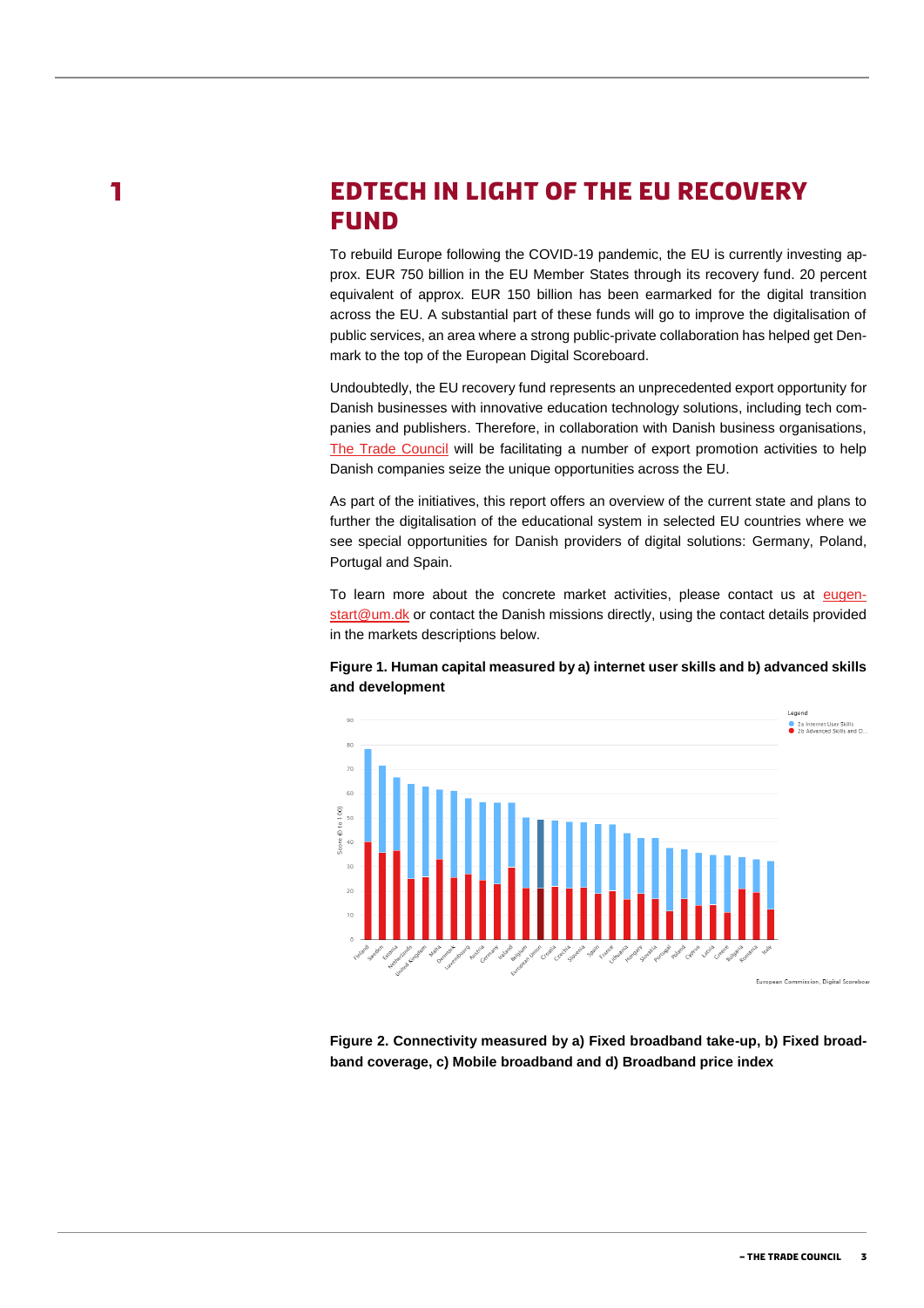# 1 EDTECH IN LIGHT OF THE EU RECOVERY FUND

To rebuild Europe following the COVID-19 pandemic, the EU is currently investing approx. EUR 750 billion in the EU Member States through its recovery fund. 20 percent equivalent of approx. EUR 150 billion has been earmarked for the digital transition across the EU. A substantial part of these funds will go to improve the digitalisation of public services, an area where a strong public-private collaboration has helped get Denmark to the top of the European Digital Scoreboard.

Undoubtedly, the EU recovery fund represents an unprecedented export opportunity for Danish businesses with innovative education technology solutions, including tech companies and publishers. Therefore, in collaboration with Danish business organisations, The Trade Council will be facilitating a number of export promotion activities to help Danish companies seize the unique opportunities across the EU.

As part of the initiatives, this report offers an overview of the current state and plans to further the digitalisation of the educational system in selected EU countries where we see special opportunities for Danish providers of digital solutions: Germany, Poland, Portugal and Spain.

To learn more about the concrete market activities, please contact us at eugen-start@um.dk or contact the Danish missions directly, using the contact details provided in the markets descriptions below.

**Figure 1. Human capital measured by a) internet user skills and b) advanced skills and development**

European Commission, Digital Scoreboar

**Figure 2. Connectivity measured by a) Fixed broadband take-up, b) Fixed broadband coverage, c) Mobile broadband and d) Broadband price index**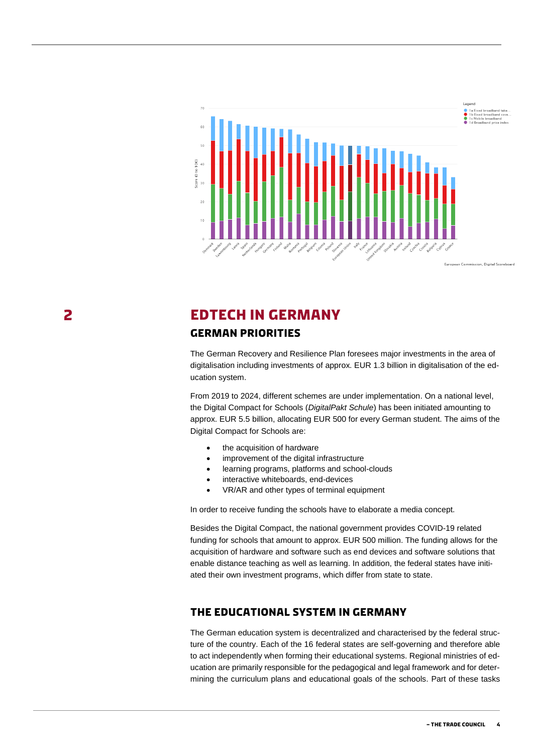## 2 EDTECH IN GERMANY

### GERMAN PRIORITIES

The German Recovery and Resilience Plan foresees major investments in the area of digitalisation including investments of approx. EUR 1.3 billion in digitalisation of the education system.

From 2019 to 2024, different schemes are under implementation. On a national level, the Digital Compact for Schools (*DigitalPakt Schule*) has been initiated amounting to approx. EUR 5.5 billion, allocating EUR 500 for every German student. The aims of the Digital Compact for Schools are:

- the acquisition of hardware
- improvement of the digital infrastructure
- learning programs, platforms and school-clouds
- interactive whiteboards, end-devices
- VR/AR and other types of terminal equipment

In order to receive funding the schools have to elaborate a media concept.

Besides the Digital Compact, the national government provides COVID-19 related funding for schools that amount to approx. EUR 500 million. The funding allows for the acquisition of hardware and software such as end devices and software solutions that enable distance teaching as well as learning. In addition, the federal states have initiated their own investment programs, which differ from state to state.

### THE EDUCATIONAL SYSTEM IN GERMANY

The German education system is decentralized and characterised by the federal structure of the country. Each of the 16 federal states are self-governing and therefore able to act independently when forming their educational systems. Regional ministries of education are primarily responsible for the pedagogical and legal framework and for determining the curriculum plans and educational goals of the schools. Part of these tasks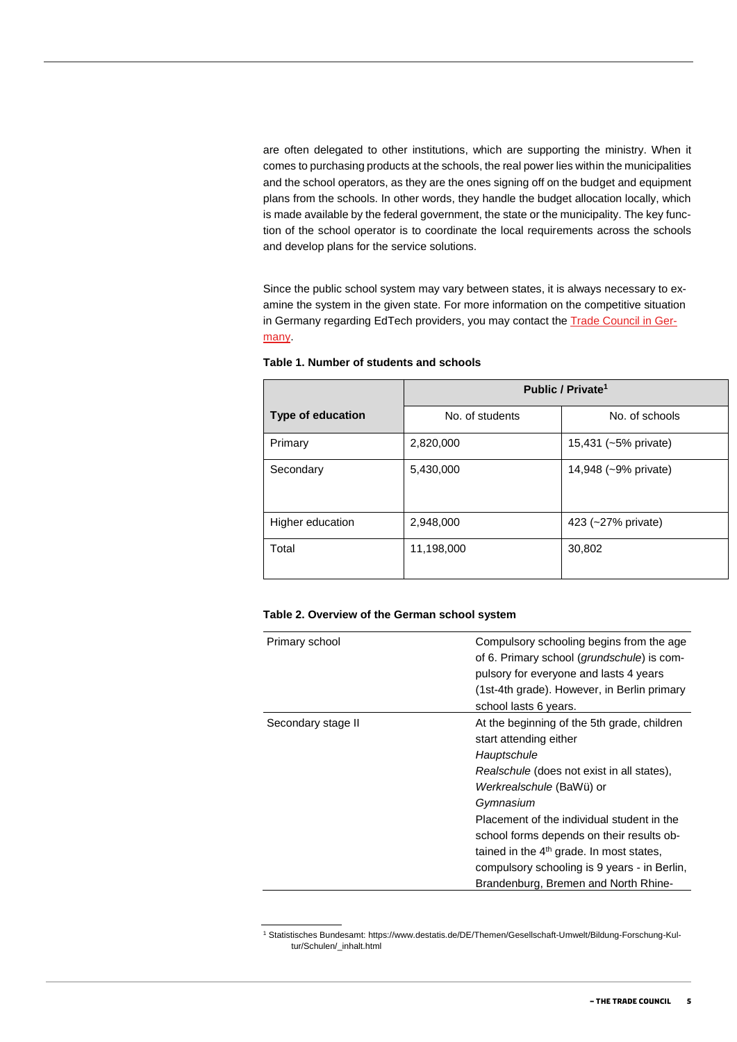are often delegated to other institutions, which are supporting the ministry. When it comes to purchasing products at the schools, the real power lies within the municipalities and the school operators, as they are the ones signing off on the budget and equipment plans from the schools. In other words, they handle the budget allocation locally, which is made available by the federal government, the state or the municipality. The key function of the school operator is to coordinate the local requirements across the schools and develop plans for the service solutions.

Since the public school system may vary between states, it is always necessary to examine the system in the given state. For more information on the competitive situation in Germany regarding EdTech providers, you may contact the Trade Council in Germany.

**Table 1. Number of students and schools**

| Type of education | Public / Private[1] | |
|---|---|---|
| | No. of students | No. of schools |
| Primary | 2,820,000 | 15,431 (~5% private) |
| Secondary | 5,430,000 | 14,948 (~9% private) |
| Higher education | 2,948,000 | 423 (~27% private) |
| Total | 11,198,000 | 30,802 |

**Table 2. Overview of the German school system**

| | |
|---|---|
| Primary school | Compulsory schooling begins from the age of 6. Primary school (*grundschule*) is compulsory for everyone and lasts 4 years (1st-4th grade). However, in Berlin primary school lasts 6 years. |
| Secondary stage II | At the beginning of the 5th grade, children start attending either *Hauptschule* *Realschule* (does not exist in all states), *Werkrealschule* (BaWü) or *Gymnasium* Placement of the individual student in the school forms depends on their results obtained in the 4th grade. In most states, compulsory schooling is 9 years - in Berlin, Brandenburg, Bremen and North Rhine- |

[1] Statistisches Bundesamt: https://www.destatis.de/DE/Themen/Gesellschaft-Umwelt/Bildung-Forschung-Kultur/Schulen/_inhalt.html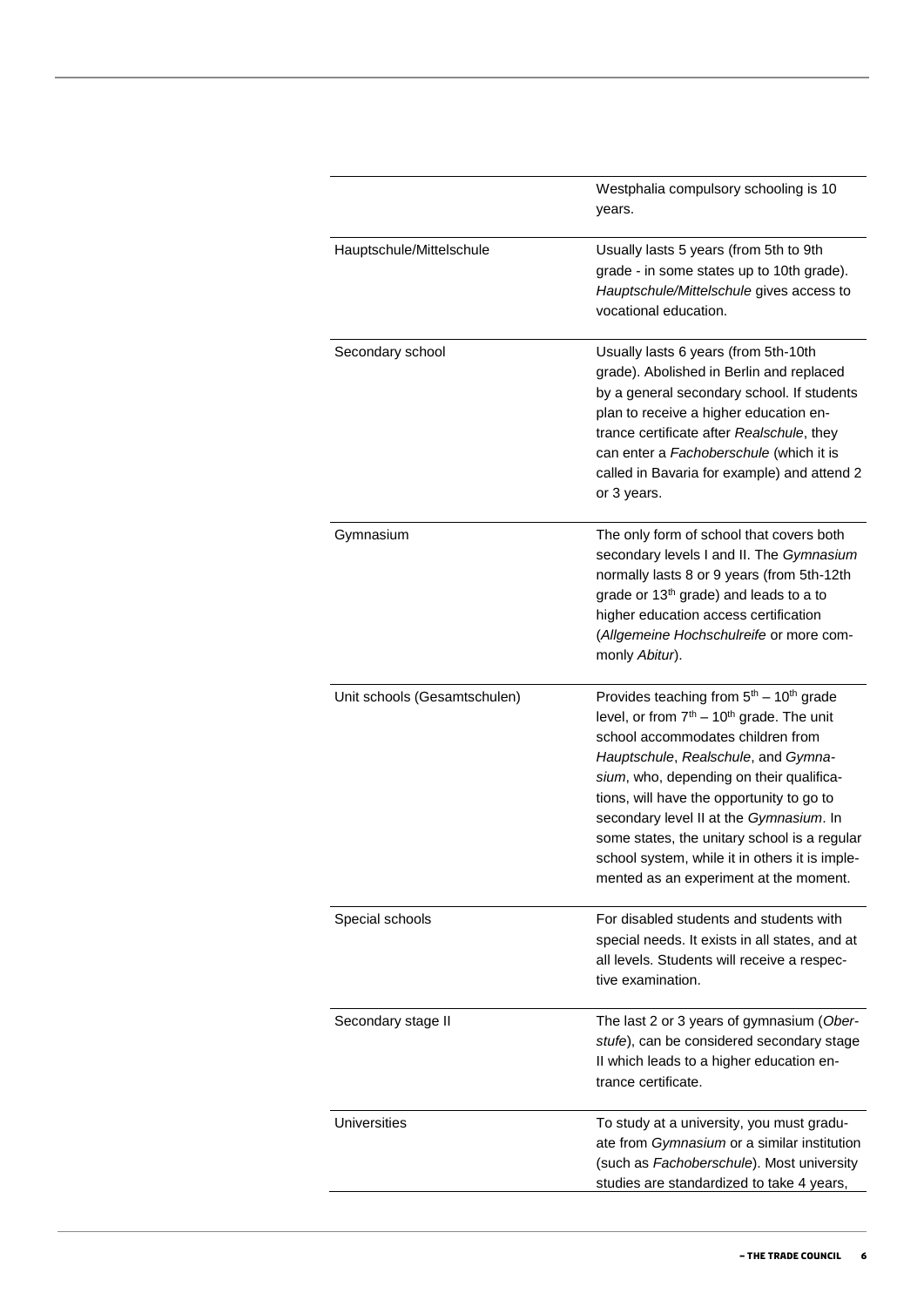| | |
|---|---|
| | Westphalia compulsory schooling is 10 years. |
| Hauptschule/Mittelschule | Usually lasts 5 years (from 5th to 9th grade - in some states up to 10th grade). *Hauptschule/Mittelschule* gives access to vocational education. |
| Secondary school | Usually lasts 6 years (from 5th-10th grade). Abolished in Berlin and replaced by a general secondary school. If students plan to receive a higher education entrance certificate after *Realschule*, they can enter a *Fachoberschule* (which it is called in Bavaria for example) and attend 2 or 3 years. |
| Gymnasium | The only form of school that covers both secondary levels I and II. The *Gymnasium* normally lasts 8 or 9 years (from 5th-12th grade or 13th grade) and leads to a to higher education access certification (*Allgemeine Hochschulreife* or more commonly *Abitur*). |
| Unit schools (Gesamtschulen) | Provides teaching from 5th – 10th grade level, or from 7th – 10th grade. The unit school accommodates children from *Hauptschule*, *Realschule*, and *Gymnasium*, who, depending on their qualifications, will have the opportunity to go to secondary level II at the *Gymnasium*. In some states, the unitary school is a regular school system, while it in others it is implemented as an experiment at the moment. |
| Special schools | For disabled students and students with special needs. It exists in all states, and at all levels. Students will receive a respective examination. |
| Secondary stage II | The last 2 or 3 years of gymnasium (*Oberstufe*), can be considered secondary stage II which leads to a higher education entrance certificate. |
| Universities | To study at a university, you must graduate from *Gymnasium* or a similar institution (such as *Fachoberschule*). Most university studies are standardized to take 4 years, |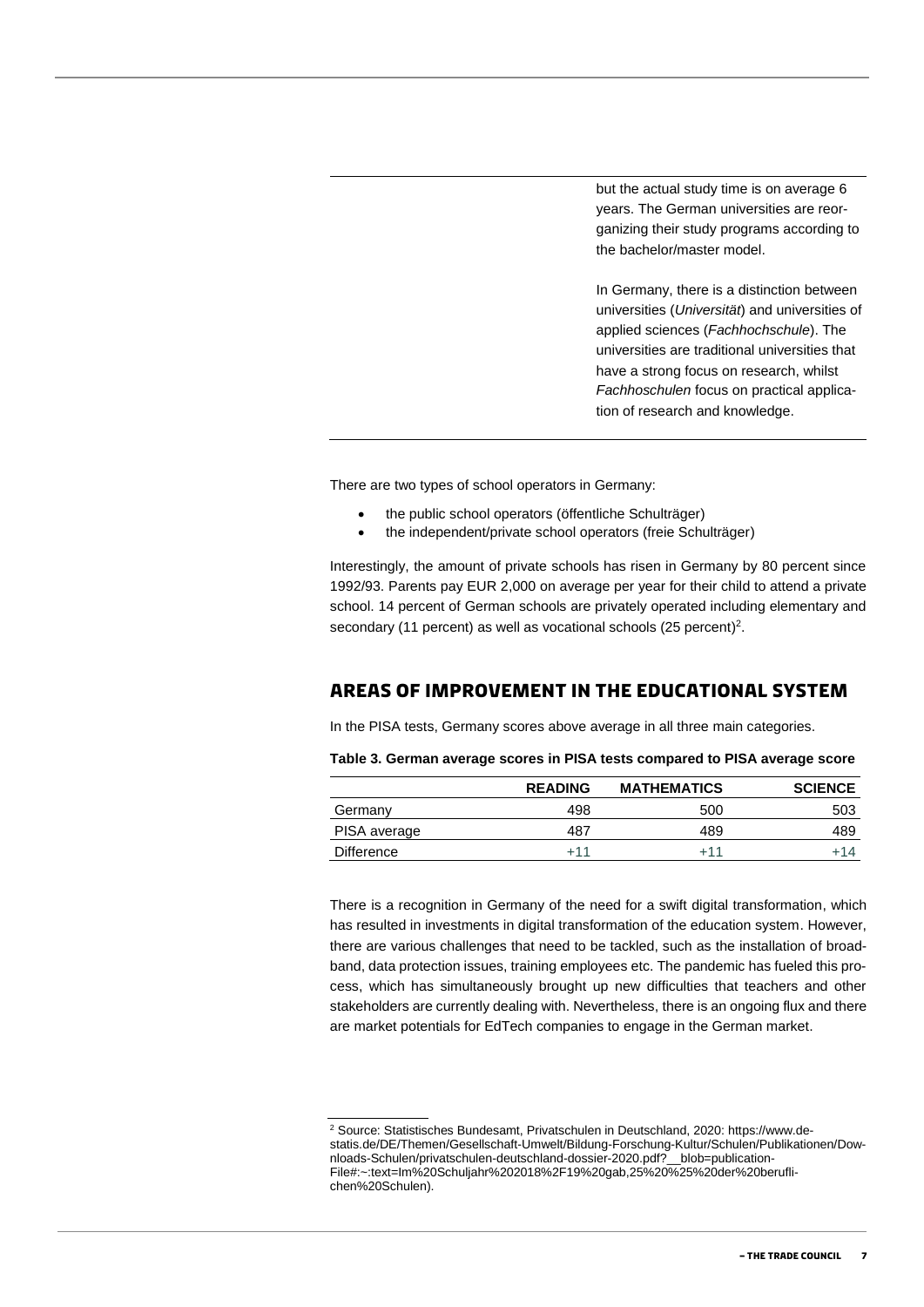but the actual study time is on average 6 years. The German universities are reorganizing their study programs according to the bachelor/master model.

In Germany, there is a distinction between universities (*Universität*) and universities of applied sciences (*Fachhochschule*). The universities are traditional universities that have a strong focus on research, whilst *Fachhoschulen* focus on practical application of research and knowledge.

There are two types of school operators in Germany:

- the public school operators (öffentliche Schulträger)
- the independent/private school operators (freie Schulträger)

Interestingly, the amount of private schools has risen in Germany by 80 percent since 1992/93. Parents pay EUR 2,000 on average per year for their child to attend a private school. 14 percent of German schools are privately operated including elementary and secondary (11 percent) as well as vocational schools (25 percent)[2].

## AREAS OF IMPROVEMENT IN THE EDUCATIONAL SYSTEM

In the PISA tests, Germany scores above average in all three main categories.

**Table 3. German average scores in PISA tests compared to PISA average score**

| | READING | MATHEMATICS | SCIENCE |
|---|---|---|---|
| Germany | 498 | 500 | 503 |
| PISA average | 487 | 489 | 489 |
| Difference | +11 | +11 | +14 |

There is a recognition in Germany of the need for a swift digital transformation, which has resulted in investments in digital transformation of the education system. However, there are various challenges that need to be tackled, such as the installation of broadband, data protection issues, training employees etc. The pandemic has fueled this process, which has simultaneously brought up new difficulties that teachers and other stakeholders are currently dealing with. Nevertheless, there is an ongoing flux and there are market potentials for EdTech companies to engage in the German market.

[2] Source: Statistisches Bundesamt, Privatschulen in Deutschland, 2020: https://www.destatis.de/DE/Themen/Gesellschaft-Umwelt/Bildung-Forschung-Kultur/Schulen/Publikationen/Downloads-Schulen/privatschulen-deutschland-dossier-2020.pdf?__blob=publicationFile#:~:text=Im%20Schuljahr%202018%2F19%20gab,25%20%25%20der%20beruflichen%20Schulen).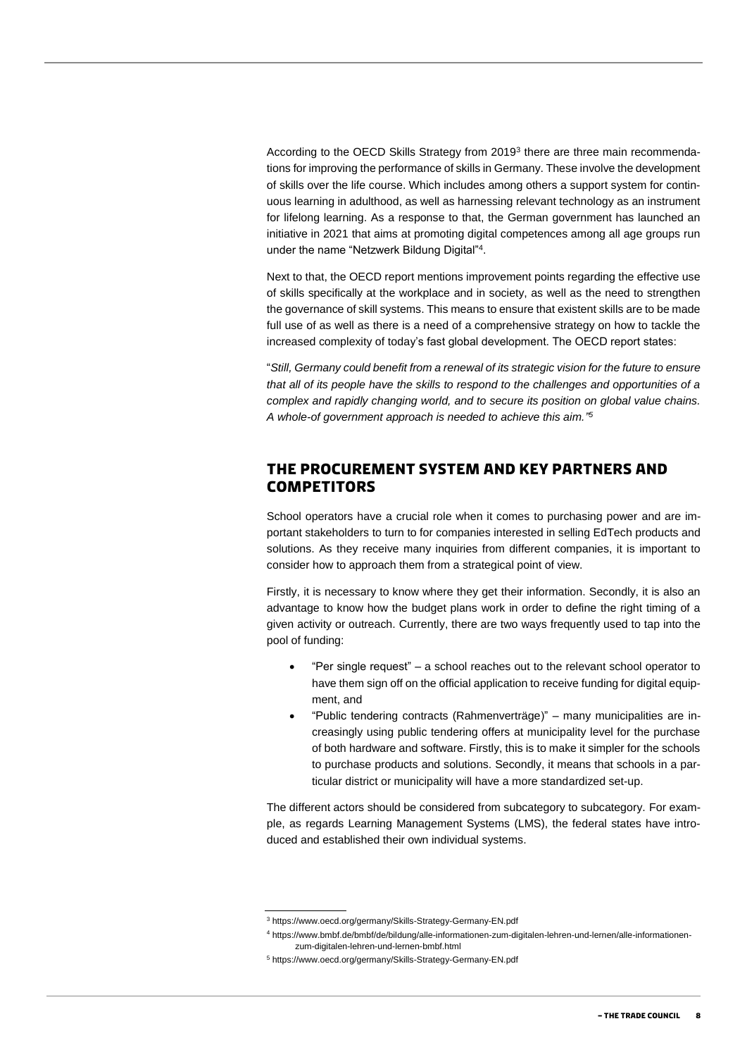According to the OECD Skills Strategy from 2019[3] there are three main recommendations for improving the performance of skills in Germany. These involve the development of skills over the life course. Which includes among others a support system for continuous learning in adulthood, as well as harnessing relevant technology as an instrument for lifelong learning. As a response to that, the German government has launched an initiative in 2021 that aims at promoting digital competences among all age groups run under the name "Netzwerk Bildung Digital"[4].

Next to that, the OECD report mentions improvement points regarding the effective use of skills specifically at the workplace and in society, as well as the need to strengthen the governance of skill systems. This means to ensure that existent skills are to be made full use of as well as there is a need of a comprehensive strategy on how to tackle the increased complexity of today's fast global development. The OECD report states:

"*Still, Germany could benefit from a renewal of its strategic vision for the future to ensure that all of its people have the skills to respond to the challenges and opportunities of a complex and rapidly changing world, and to secure its position on global value chains. A whole-of government approach is needed to achieve this aim."*[5]

## THE PROCUREMENT SYSTEM AND KEY PARTNERS AND COMPETITORS

School operators have a crucial role when it comes to purchasing power and are important stakeholders to turn to for companies interested in selling EdTech products and solutions. As they receive many inquiries from different companies, it is important to consider how to approach them from a strategical point of view.

Firstly, it is necessary to know where they get their information. Secondly, it is also an advantage to know how the budget plans work in order to define the right timing of a given activity or outreach. Currently, there are two ways frequently used to tap into the pool of funding:

- "Per single request" – a school reaches out to the relevant school operator to have them sign off on the official application to receive funding for digital equipment, and
- "Public tendering contracts (Rahmenverträge)" – many municipalities are increasingly using public tendering offers at municipality level for the purchase of both hardware and software. Firstly, this is to make it simpler for the schools to purchase products and solutions. Secondly, it means that schools in a particular district or municipality will have a more standardized set-up.

The different actors should be considered from subcategory to subcategory. For example, as regards Learning Management Systems (LMS), the federal states have introduced and established their own individual systems.

---

[3] https://www.oecd.org/germany/Skills-Strategy-Germany-EN.pdf

[4] https://www.bmbf.de/bmbf/de/bildung/alle-informationen-zum-digitalen-lehren-und-lernen/alle-informationen-zum-digitalen-lehren-und-lernen-bmbf.html

[5] https://www.oecd.org/germany/Skills-Strategy-Germany-EN.pdf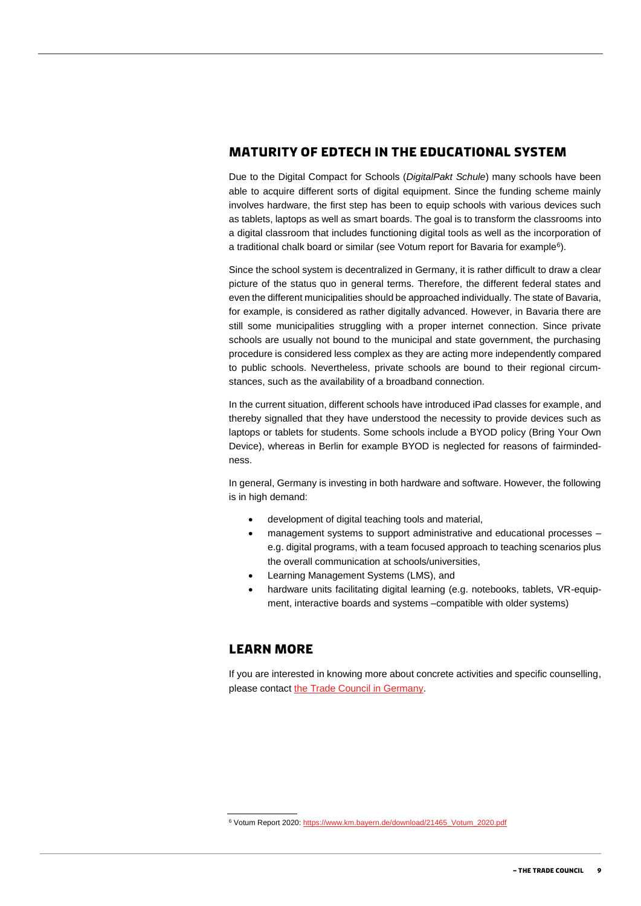## MATURITY OF EDTECH IN THE EDUCATIONAL SYSTEM

Due to the Digital Compact for Schools (*DigitalPakt Schule*) many schools have been able to acquire different sorts of digital equipment. Since the funding scheme mainly involves hardware, the first step has been to equip schools with various devices such as tablets, laptops as well as smart boards. The goal is to transform the classrooms into a digital classroom that includes functioning digital tools as well as the incorporation of a traditional chalk board or similar (see Votum report for Bavaria for example[6]).

Since the school system is decentralized in Germany, it is rather difficult to draw a clear picture of the status quo in general terms. Therefore, the different federal states and even the different municipalities should be approached individually. The state of Bavaria, for example, is considered as rather digitally advanced. However, in Bavaria there are still some municipalities struggling with a proper internet connection. Since private schools are usually not bound to the municipal and state government, the purchasing procedure is considered less complex as they are acting more independently compared to public schools. Nevertheless, private schools are bound to their regional circumstances, such as the availability of a broadband connection.

In the current situation, different schools have introduced iPad classes for example, and thereby signalled that they have understood the necessity to provide devices such as laptops or tablets for students. Some schools include a BYOD policy (Bring Your Own Device), whereas in Berlin for example BYOD is neglected for reasons of fairmindedness.

In general, Germany is investing in both hardware and software. However, the following is in high demand:

- development of digital teaching tools and material,
- management systems to support administrative and educational processes – e.g. digital programs, with a team focused approach to teaching scenarios plus the overall communication at schools/universities,
- Learning Management Systems (LMS), and
- hardware units facilitating digital learning (e.g. notebooks, tablets, VR-equipment, interactive boards and systems –compatible with older systems)

## LEARN MORE

If you are interested in knowing more about concrete activities and specific counselling, please contact the Trade Council in Germany.

[6] Votum Report 2020: https://www.km.bayern.de/download/21465_Votum_2020.pdf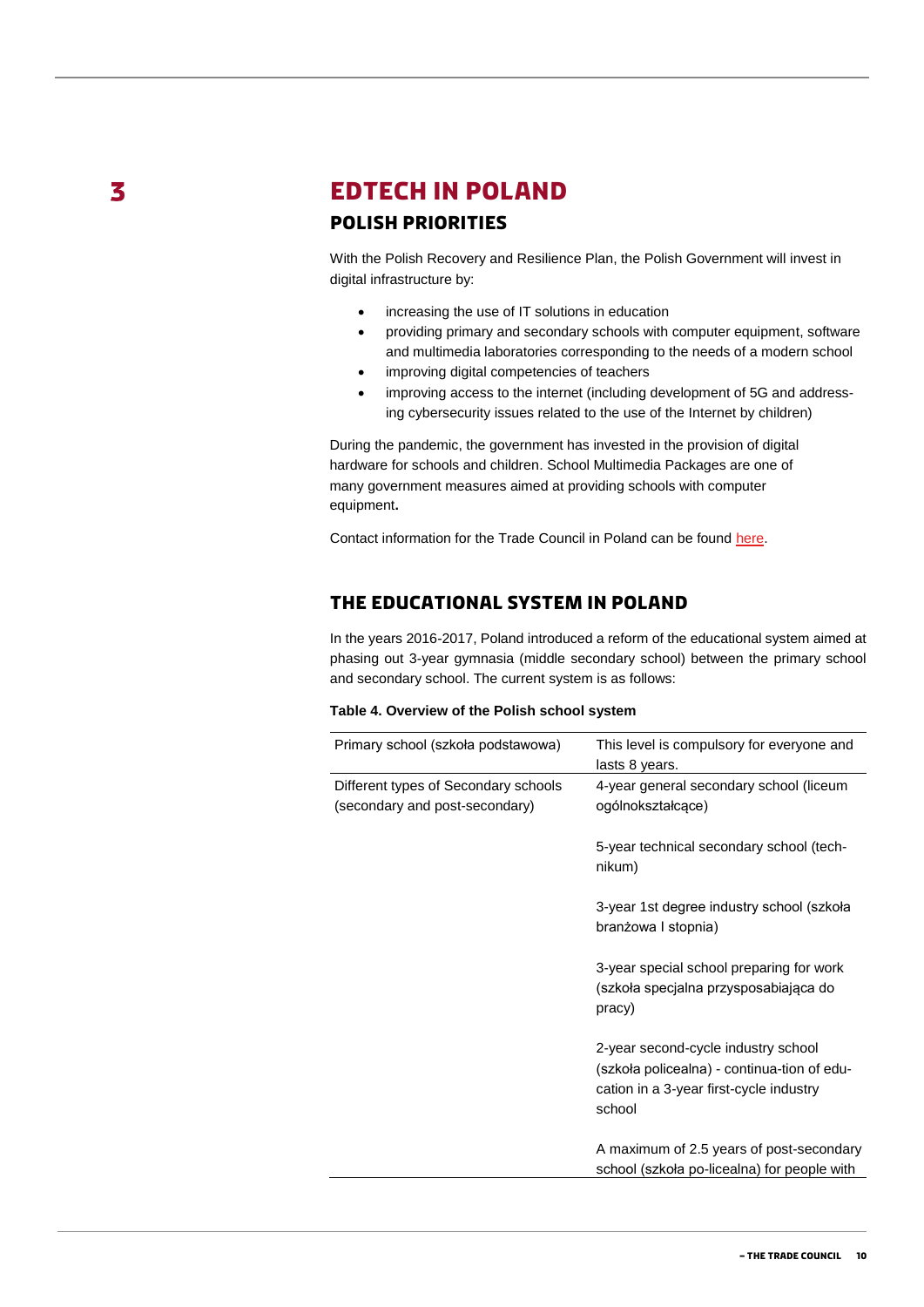# 3 EDTECH IN POLAND

## POLISH PRIORITIES

With the Polish Recovery and Resilience Plan, the Polish Government will invest in digital infrastructure by:

- increasing the use of IT solutions in education
- providing primary and secondary schools with computer equipment, software and multimedia laboratories corresponding to the needs of a modern school
- improving digital competencies of teachers
- improving access to the internet (including development of 5G and addressing cybersecurity issues related to the use of the Internet by children)

During the pandemic, the government has invested in the provision of digital hardware for schools and children. School Multimedia Packages are one of many government measures aimed at providing schools with computer equipment.

Contact information for the Trade Council in Poland can be found here.

## THE EDUCATIONAL SYSTEM IN POLAND

In the years 2016-2017, Poland introduced a reform of the educational system aimed at phasing out 3-year gymnasia (middle secondary school) between the primary school and secondary school. The current system is as follows:

**Table 4. Overview of the Polish school system**

| | |
|---|---|
| Primary school (szkoła podstawowa) | This level is compulsory for everyone and lasts 8 years. |
| Different types of Secondary schools (secondary and post-secondary) | 4-year general secondary school (liceum ogólnokształcące) |
| | 5-year technical secondary school (technikum) |
| | 3-year 1st degree industry school (szkoła branżowa I stopnia) |
| | 3-year special school preparing for work (szkoła specjalna przysposabiająca do pracy) |
| | 2-year second-cycle industry school (szkoła policealna) - continua-tion of education in a 3-year first-cycle industry school |
| | A maximum of 2.5 years of post-secondary school (szkoła po-licealna) for people with |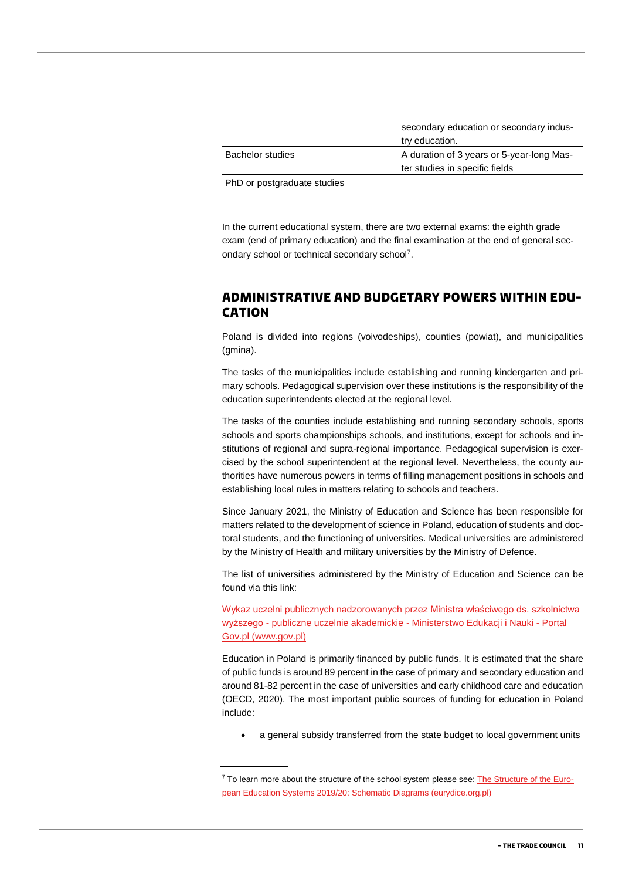| | |
|---|---|
| | secondary education or secondary industry education. |
| Bachelor studies | A duration of 3 years or 5-year-long Master studies in specific fields |
| PhD or postgraduate studies | |

In the current educational system, there are two external exams: the eighth grade exam (end of primary education) and the final examination at the end of general secondary school or technical secondary school[7].

## ADMINISTRATIVE AND BUDGETARY POWERS WITHIN EDUCATION

Poland is divided into regions (voivodeships), counties (powiat), and municipalities (gmina).

The tasks of the municipalities include establishing and running kindergarten and primary schools. Pedagogical supervision over these institutions is the responsibility of the education superintendents elected at the regional level.

The tasks of the counties include establishing and running secondary schools, sports schools and sports championships schools, and institutions, except for schools and institutions of regional and supra-regional importance. Pedagogical supervision is exercised by the school superintendent at the regional level. Nevertheless, the county authorities have numerous powers in terms of filling management positions in schools and establishing local rules in matters relating to schools and teachers.

Since January 2021, the Ministry of Education and Science has been responsible for matters related to the development of science in Poland, education of students and doctoral students, and the functioning of universities. Medical universities are administered by the Ministry of Health and military universities by the Ministry of Defence.

The list of universities administered by the Ministry of Education and Science can be found via this link:

[Wykaz uczelni publicznych nadzorowanych przez Ministra właściwego ds. szkolnictwa wyższego - publiczne uczelnie akademickie - Ministerstwo Edukacji i Nauki - Portal Gov.pl (www.gov.pl)]

Education in Poland is primarily financed by public funds. It is estimated that the share of public funds is around 89 percent in the case of primary and secondary education and around 81-82 percent in the case of universities and early childhood care and education (OECD, 2020). The most important public sources of funding for education in Poland include:

- a general subsidy transferred from the state budget to local government units

---

[7] To learn more about the structure of the school system please see: [The Structure of the European Education Systems 2019/20: Schematic Diagrams (eurydice.org.pl)]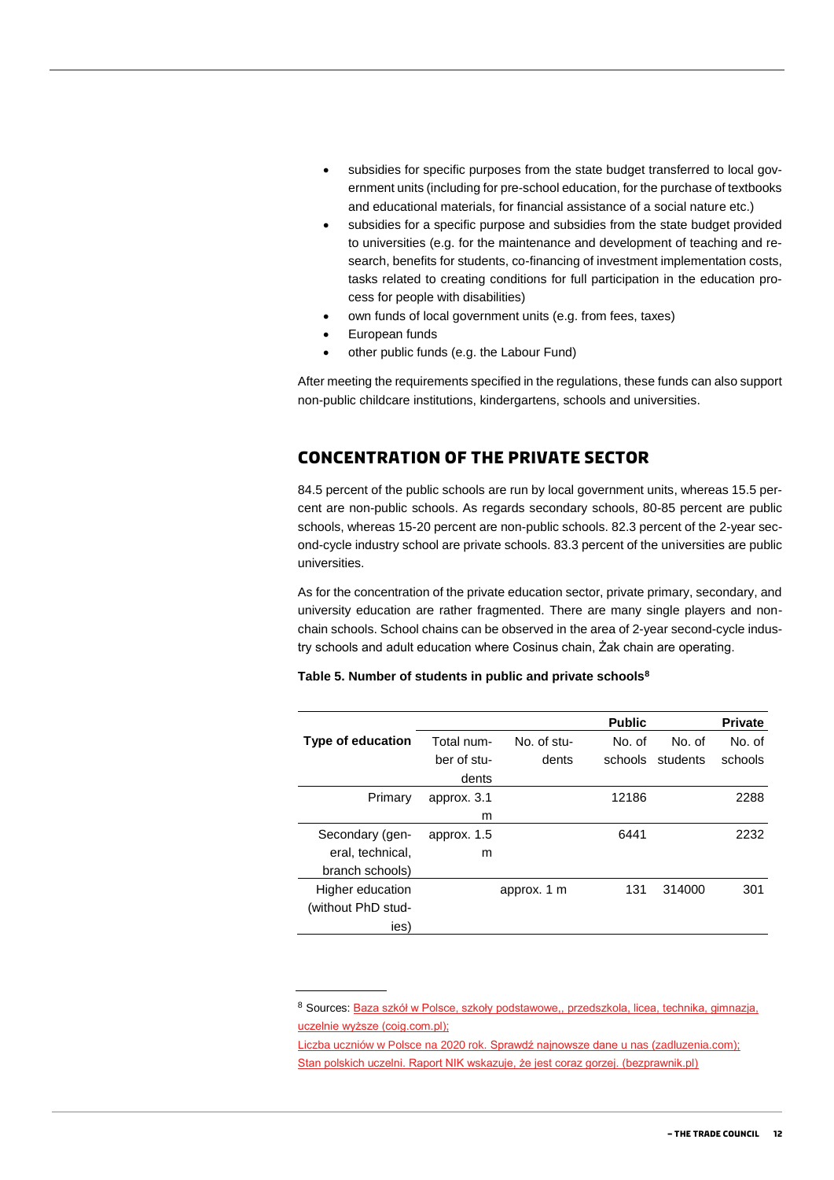- subsidies for specific purposes from the state budget transferred to local government units (including for pre-school education, for the purchase of textbooks and educational materials, for financial assistance of a social nature etc.)
- subsidies for a specific purpose and subsidies from the state budget provided to universities (e.g. for the maintenance and development of teaching and research, benefits for students, co-financing of investment implementation costs, tasks related to creating conditions for full participation in the education process for people with disabilities)
- own funds of local government units (e.g. from fees, taxes)
- European funds
- other public funds (e.g. the Labour Fund)

After meeting the requirements specified in the regulations, these funds can also support non-public childcare institutions, kindergartens, schools and universities.

## CONCENTRATION OF THE PRIVATE SECTOR

84.5 percent of the public schools are run by local government units, whereas 15.5 percent are non-public schools. As regards secondary schools, 80-85 percent are public schools, whereas 15-20 percent are non-public schools. 82.3 percent of the 2-year second-cycle industry school are private schools. 83.3 percent of the universities are public universities.

As for the concentration of the private education sector, private primary, secondary, and university education are rather fragmented. There are many single players and non-chain schools. School chains can be observed in the area of 2-year second-cycle industry schools and adult education where Cosinus chain, Żak chain are operating.

**Table 5. Number of students in public and private schools[8]**

| Type of education | | | Public | | Private |
|---|---|---|---|---|---|
| | Total number of students | No. of students | No. of schools | No. of students | No. of schools |
| Primary | approx. 3.1 m | | 12186 | | 2288 |
| Secondary (general, technical, branch schools) | approx. 1.5 m | | 6441 | | 2232 |
| Higher education (without PhD studies) | | approx. 1 m | 131 | 314000 | 301 |

[8] Sources: Baza szkół w Polsce, szkoły podstawowe,, przedszkola, licea, technika, gimnazja, uczelnie wyższe (coig.com.pl); Liczba uczniów w Polsce na 2020 rok. Sprawdź najnowsze dane u nas (zadluzenia.com); Stan polskich uczelni. Raport NIK wskazuje, że jest coraz gorzej. (bezprawnik.pl)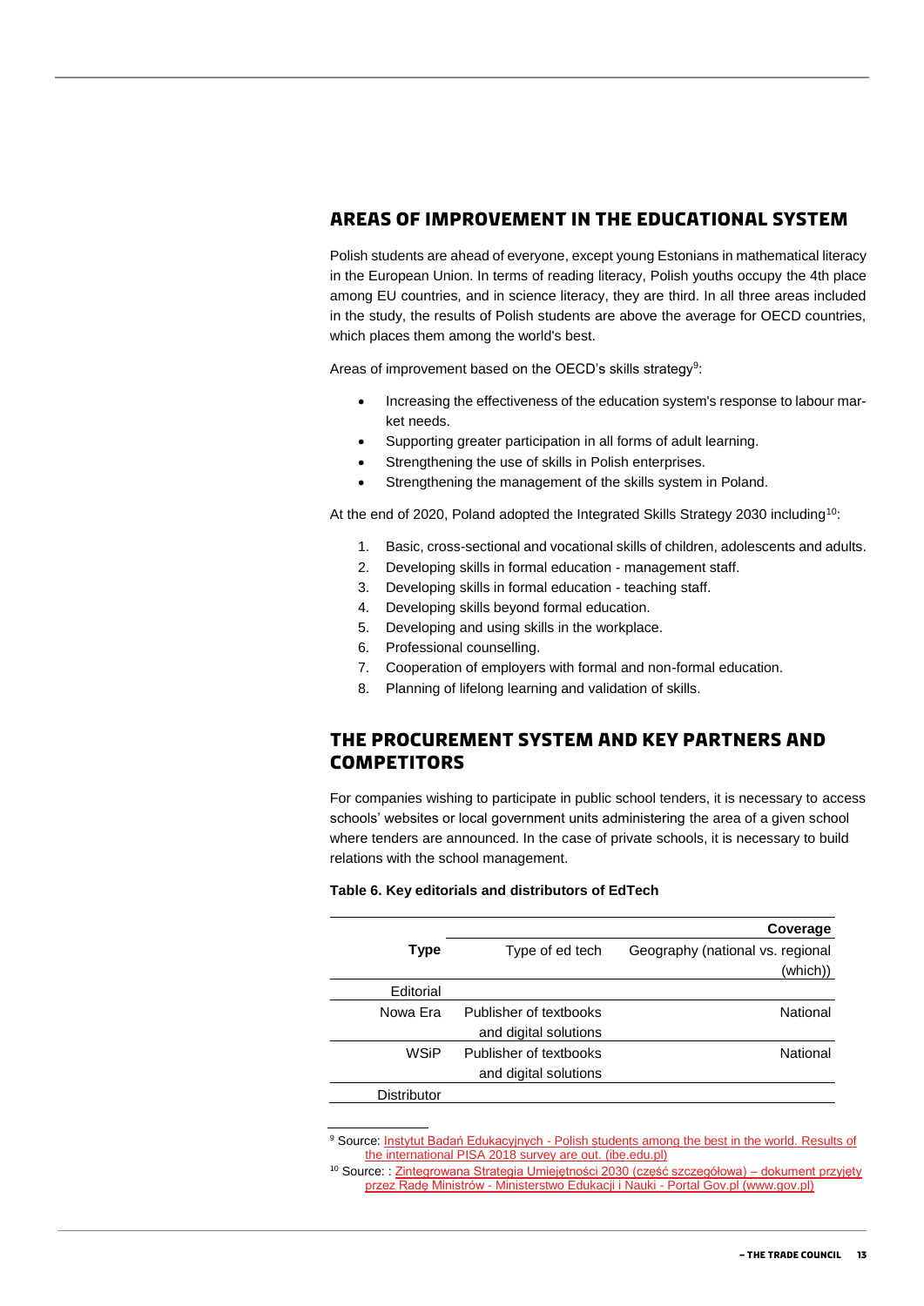## AREAS OF IMPROVEMENT IN THE EDUCATIONAL SYSTEM

Polish students are ahead of everyone, except young Estonians in mathematical literacy in the European Union. In terms of reading literacy, Polish youths occupy the 4th place among EU countries, and in science literacy, they are third. In all three areas included in the study, the results of Polish students are above the average for OECD countries, which places them among the world's best.

Areas of improvement based on the OECD's skills strategy[9]:

- Increasing the effectiveness of the education system's response to labour market needs.
- Supporting greater participation in all forms of adult learning.
- Strengthening the use of skills in Polish enterprises.
- Strengthening the management of the skills system in Poland.

At the end of 2020, Poland adopted the Integrated Skills Strategy 2030 including[10]:

1. Basic, cross-sectional and vocational skills of children, adolescents and adults.
2. Developing skills in formal education - management staff.
3. Developing skills in formal education - teaching staff.
4. Developing skills beyond formal education.
5. Developing and using skills in the workplace.
6. Professional counselling.
7. Cooperation of employers with formal and non-formal education.
8. Planning of lifelong learning and validation of skills.

## THE PROCUREMENT SYSTEM AND KEY PARTNERS AND COMPETITORS

For companies wishing to participate in public school tenders, it is necessary to access schools' websites or local government units administering the area of a given school where tenders are announced. In the case of private schools, it is necessary to build relations with the school management.

**Table 6. Key editorials and distributors of EdTech**

| | | Coverage |
|---|---|---|
| **Type** | Type of ed tech | Geography (national vs. regional (which)) |
| Editorial | | |
| Nowa Era | Publisher of textbooks and digital solutions | National |
| WSiP | Publisher of textbooks and digital solutions | National |
| Distributor | | |

[9] Source: Instytut Badań Edukacyjnych - Polish students among the best in the world. Results of the international PISA 2018 survey are out. (ibe.edu.pl)

[10] Source: : Zintegrowana Strategia Umiejętności 2030 (część szczegółowa) – dokument przyjęty przez Radę Ministrów - Ministerstwo Edukacji i Nauki - Portal Gov.pl (www.gov.pl)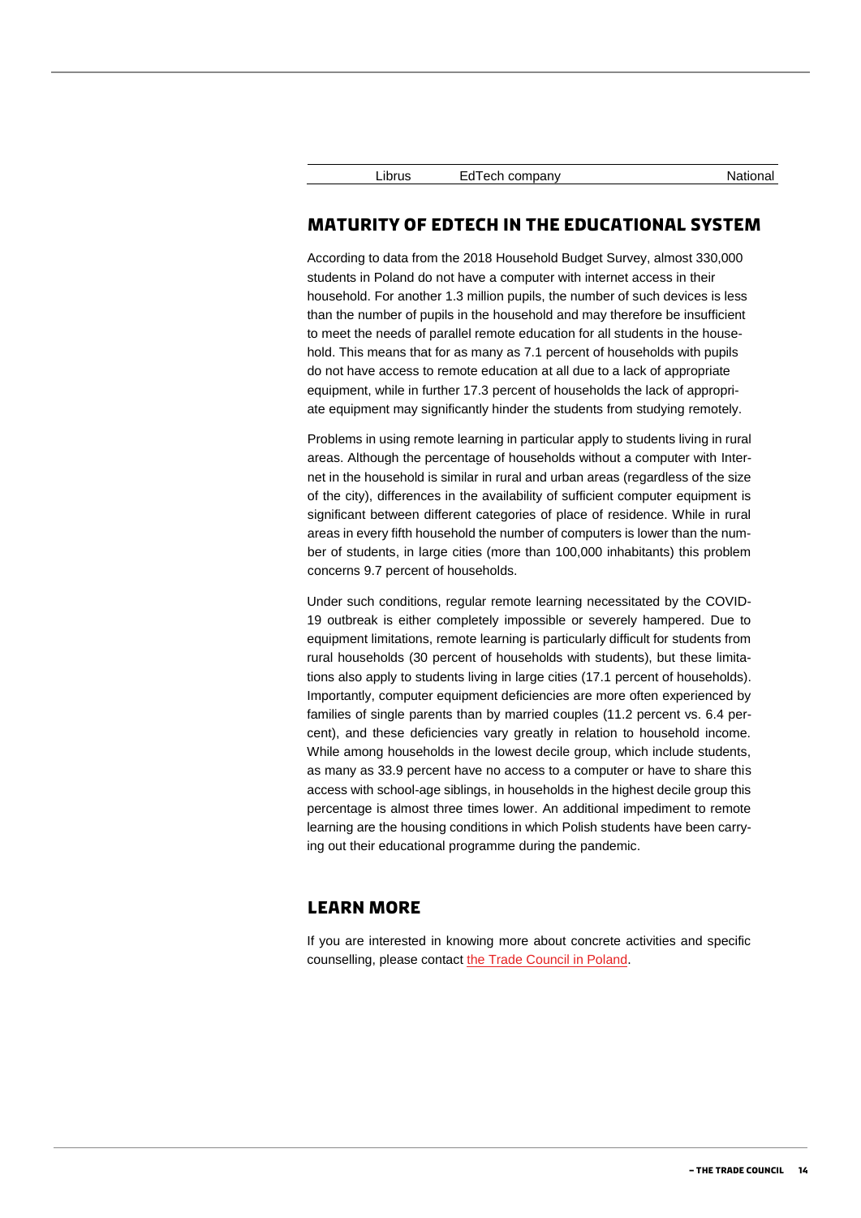| Librus | EdTech company | National |
|---|---|---|

## MATURITY OF EDTECH IN THE EDUCATIONAL SYSTEM

According to data from the 2018 Household Budget Survey, almost 330,000 students in Poland do not have a computer with internet access in their household. For another 1.3 million pupils, the number of such devices is less than the number of pupils in the household and may therefore be insufficient to meet the needs of parallel remote education for all students in the household. This means that for as many as 7.1 percent of households with pupils do not have access to remote education at all due to a lack of appropriate equipment, while in further 17.3 percent of households the lack of appropriate equipment may significantly hinder the students from studying remotely.

Problems in using remote learning in particular apply to students living in rural areas. Although the percentage of households without a computer with Internet in the household is similar in rural and urban areas (regardless of the size of the city), differences in the availability of sufficient computer equipment is significant between different categories of place of residence. While in rural areas in every fifth household the number of computers is lower than the number of students, in large cities (more than 100,000 inhabitants) this problem concerns 9.7 percent of households.

Under such conditions, regular remote learning necessitated by the COVID-19 outbreak is either completely impossible or severely hampered. Due to equipment limitations, remote learning is particularly difficult for students from rural households (30 percent of households with students), but these limitations also apply to students living in large cities (17.1 percent of households). Importantly, computer equipment deficiencies are more often experienced by families of single parents than by married couples (11.2 percent vs. 6.4 percent), and these deficiencies vary greatly in relation to household income. While among households in the lowest decile group, which include students, as many as 33.9 percent have no access to a computer or have to share this access with school-age siblings, in households in the highest decile group this percentage is almost three times lower. An additional impediment to remote learning are the housing conditions in which Polish students have been carrying out their educational programme during the pandemic.

## LEARN MORE

If you are interested in knowing more about concrete activities and specific counselling, please contact the Trade Council in Poland.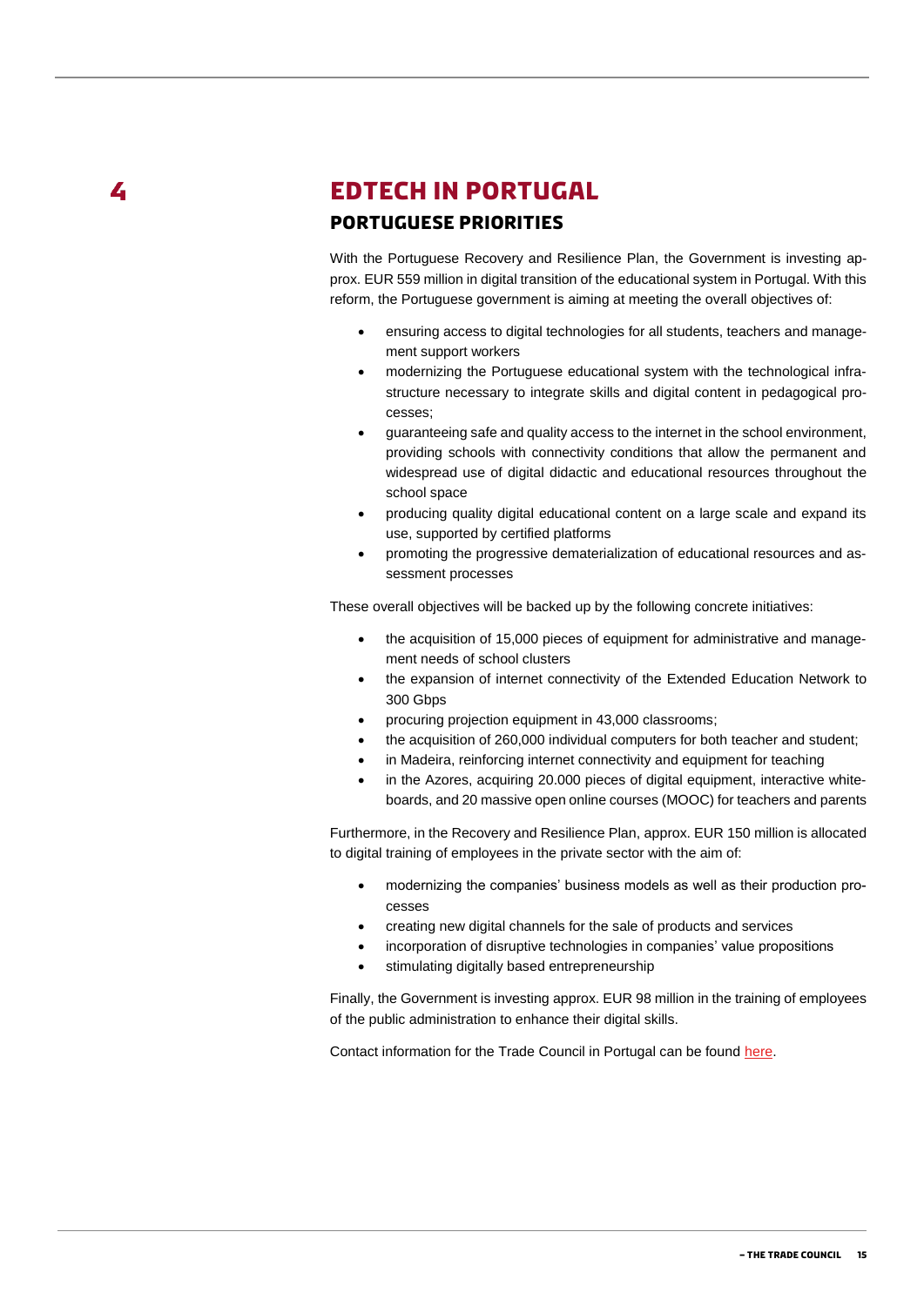# 4 EDTECH IN PORTUGAL

## PORTUGUESE PRIORITIES

With the Portuguese Recovery and Resilience Plan, the Government is investing approx. EUR 559 million in digital transition of the educational system in Portugal. With this reform, the Portuguese government is aiming at meeting the overall objectives of:

- ensuring access to digital technologies for all students, teachers and management support workers
- modernizing the Portuguese educational system with the technological infrastructure necessary to integrate skills and digital content in pedagogical processes;
- guaranteeing safe and quality access to the internet in the school environment, providing schools with connectivity conditions that allow the permanent and widespread use of digital didactic and educational resources throughout the school space
- producing quality digital educational content on a large scale and expand its use, supported by certified platforms
- promoting the progressive dematerialization of educational resources and assessment processes

These overall objectives will be backed up by the following concrete initiatives:

- the acquisition of 15,000 pieces of equipment for administrative and management needs of school clusters
- the expansion of internet connectivity of the Extended Education Network to 300 Gbps
- procuring projection equipment in 43,000 classrooms;
- the acquisition of 260,000 individual computers for both teacher and student;
- in Madeira, reinforcing internet connectivity and equipment for teaching
- in the Azores, acquiring 20.000 pieces of digital equipment, interactive whiteboards, and 20 massive open online courses (MOOC) for teachers and parents

Furthermore, in the Recovery and Resilience Plan, approx. EUR 150 million is allocated to digital training of employees in the private sector with the aim of:

- modernizing the companies' business models as well as their production processes
- creating new digital channels for the sale of products and services
- incorporation of disruptive technologies in companies' value propositions
- stimulating digitally based entrepreneurship

Finally, the Government is investing approx. EUR 98 million in the training of employees of the public administration to enhance their digital skills.

Contact information for the Trade Council in Portugal can be found here.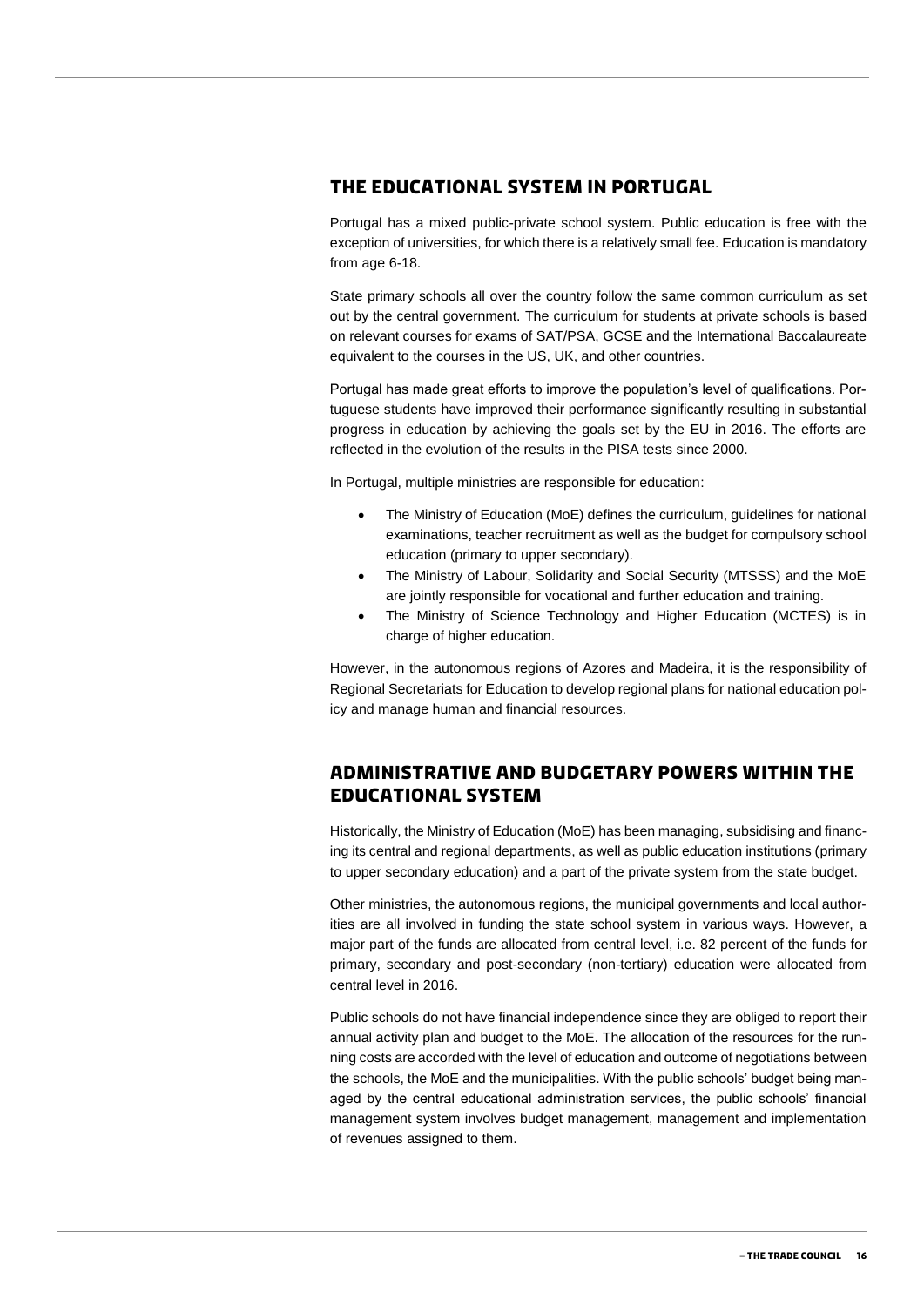## THE EDUCATIONAL SYSTEM IN PORTUGAL

Portugal has a mixed public-private school system. Public education is free with the exception of universities, for which there is a relatively small fee. Education is mandatory from age 6-18.

State primary schools all over the country follow the same common curriculum as set out by the central government. The curriculum for students at private schools is based on relevant courses for exams of SAT/PSA, GCSE and the International Baccalaureate equivalent to the courses in the US, UK, and other countries.

Portugal has made great efforts to improve the population's level of qualifications. Portuguese students have improved their performance significantly resulting in substantial progress in education by achieving the goals set by the EU in 2016. The efforts are reflected in the evolution of the results in the PISA tests since 2000.

In Portugal, multiple ministries are responsible for education:

- The Ministry of Education (MoE) defines the curriculum, guidelines for national examinations, teacher recruitment as well as the budget for compulsory school education (primary to upper secondary).
- The Ministry of Labour, Solidarity and Social Security (MTSSS) and the MoE are jointly responsible for vocational and further education and training.
- The Ministry of Science Technology and Higher Education (MCTES) is in charge of higher education.

However, in the autonomous regions of Azores and Madeira, it is the responsibility of Regional Secretariats for Education to develop regional plans for national education policy and manage human and financial resources.

## ADMINISTRATIVE AND BUDGETARY POWERS WITHIN THE EDUCATIONAL SYSTEM

Historically, the Ministry of Education (MoE) has been managing, subsidising and financing its central and regional departments, as well as public education institutions (primary to upper secondary education) and a part of the private system from the state budget.

Other ministries, the autonomous regions, the municipal governments and local authorities are all involved in funding the state school system in various ways. However, a major part of the funds are allocated from central level, i.e. 82 percent of the funds for primary, secondary and post-secondary (non-tertiary) education were allocated from central level in 2016.

Public schools do not have financial independence since they are obliged to report their annual activity plan and budget to the MoE. The allocation of the resources for the running costs are accorded with the level of education and outcome of negotiations between the schools, the MoE and the municipalities. With the public schools' budget being managed by the central educational administration services, the public schools' financial management system involves budget management, management and implementation of revenues assigned to them.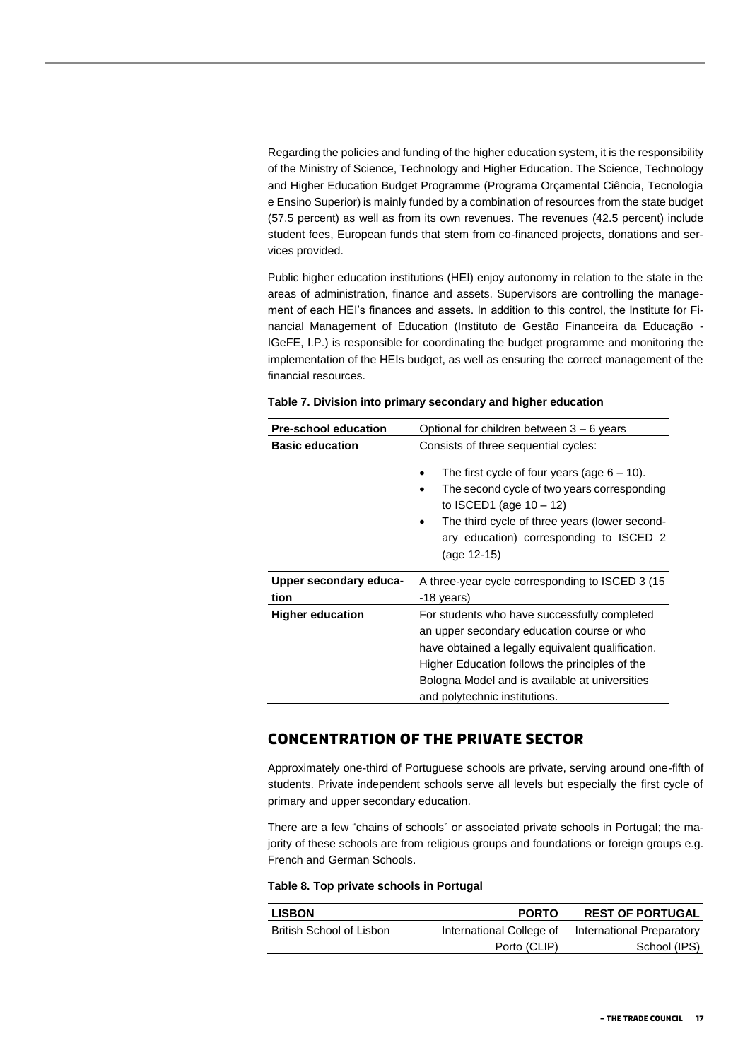Regarding the policies and funding of the higher education system, it is the responsibility of the Ministry of Science, Technology and Higher Education. The Science, Technology and Higher Education Budget Programme (Programa Orçamental Ciência, Tecnologia e Ensino Superior) is mainly funded by a combination of resources from the state budget (57.5 percent) as well as from its own revenues. The revenues (42.5 percent) include student fees, European funds that stem from co-financed projects, donations and services provided.

Public higher education institutions (HEI) enjoy autonomy in relation to the state in the areas of administration, finance and assets. Supervisors are controlling the management of each HEI's finances and assets. In addition to this control, the Institute for Financial Management of Education (Instituto de Gestão Financeira da Educação - IGeFE, I.P.) is responsible for coordinating the budget programme and monitoring the implementation of the HEIs budget, as well as ensuring the correct management of the financial resources.

**Table 7. Division into primary secondary and higher education**

| **Pre-school education** | Optional for children between 3 – 6 years |
|---|---|
| **Basic education** | Consists of three sequential cycles:<br>• The first cycle of four years (age 6 – 10).<br>• The second cycle of two years corresponding to ISCED1 (age 10 – 12)<br>• The third cycle of three years (lower secondary education) corresponding to ISCED 2 (age 12-15) |
| **Upper secondary education** | A three-year cycle corresponding to ISCED 3 (15 -18 years) |
| **Higher education** | For students who have successfully completed an upper secondary education course or who have obtained a legally equivalent qualification. Higher Education follows the principles of the Bologna Model and is available at universities and polytechnic institutions. |

## CONCENTRATION OF THE PRIVATE SECTOR

Approximately one-third of Portuguese schools are private, serving around one-fifth of students. Private independent schools serve all levels but especially the first cycle of primary and upper secondary education.

There are a few "chains of schools" or associated private schools in Portugal; the majority of these schools are from religious groups and foundations or foreign groups e.g. French and German Schools.

**Table 8. Top private schools in Portugal**

| LISBON | PORTO | REST OF PORTUGAL |
|---|---|---|
| British School of Lisbon | International College of Porto (CLIP) | International Preparatory School (IPS) |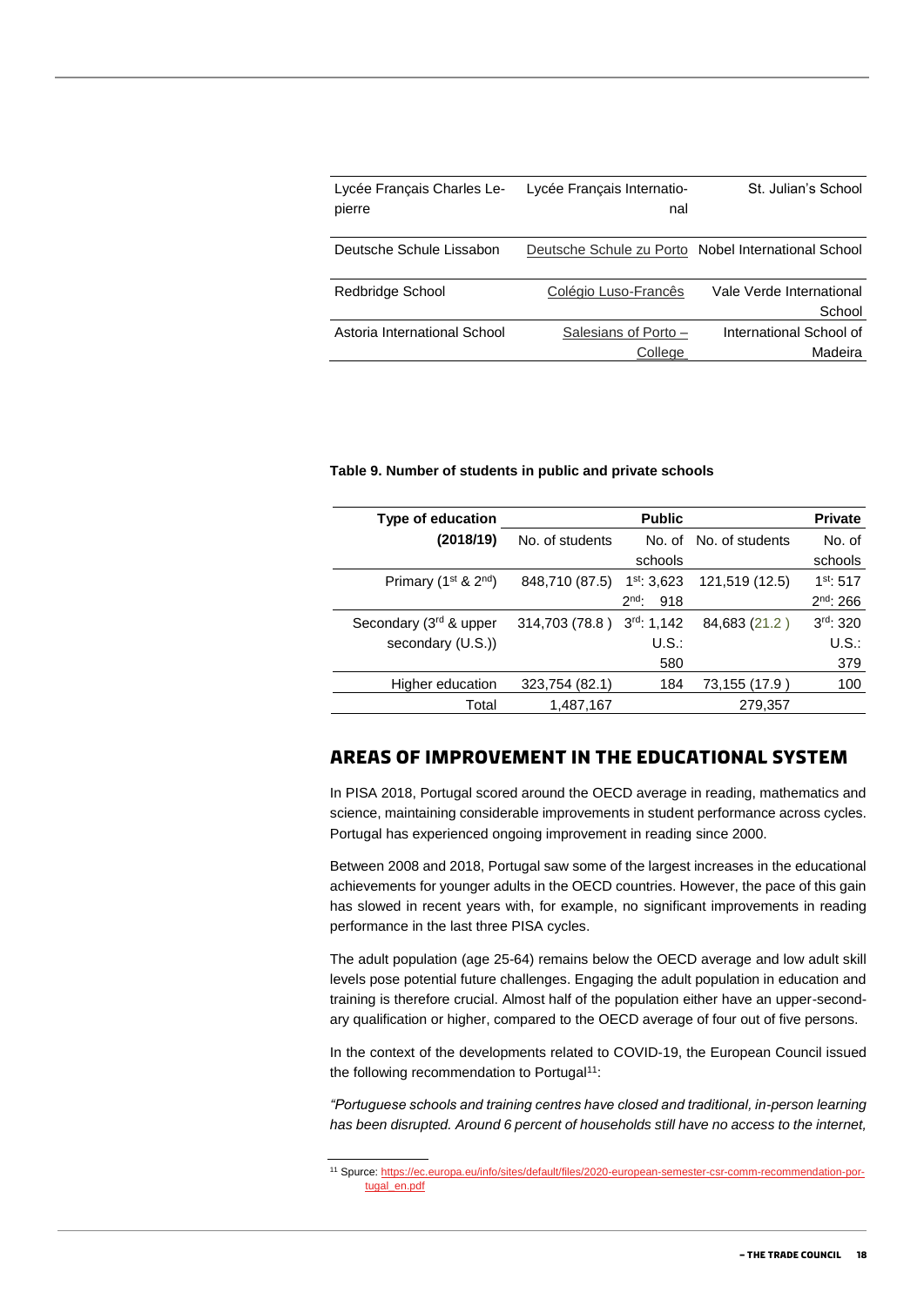| | | |
|---|---|---|
| Lycée Français Charles Lepierre | Lycée Français International | St. Julian's School |
| Deutsche Schule Lissabon | Deutsche Schule zu Porto | Nobel International School |
| Redbridge School | Colégio Luso-Francês | Vale Verde International School |
| Astoria International School | Salesians of Porto – College | International School of Madeira |

**Table 9. Number of students in public and private schools**

| Type of education (2018/19) | Public | | Private | |
|---|---|---|---|---|
| | No. of students | No. of schools | No. of students | No. of schools |
| Primary (1st & 2nd) | 848,710 (87.5) | 1st: 3,623<br>2nd: 918 | 121,519 (12.5) | 1st: 517<br>2nd: 266 |
| Secondary (3rd & upper secondary (U.S.)) | 314,703 (78.8 ) | 3rd: 1,142<br>U.S.: 580 | 84,683 (21.2 ) | 3rd: 320<br>U.S.: 379 |
| Higher education | 323,754 (82.1) | 184 | 73,155 (17.9 ) | 100 |
| Total | 1,487,167 | | 279,357 | |

## AREAS OF IMPROVEMENT IN THE EDUCATIONAL SYSTEM

In PISA 2018, Portugal scored around the OECD average in reading, mathematics and science, maintaining considerable improvements in student performance across cycles. Portugal has experienced ongoing improvement in reading since 2000.

Between 2008 and 2018, Portugal saw some of the largest increases in the educational achievements for younger adults in the OECD countries. However, the pace of this gain has slowed in recent years with, for example, no significant improvements in reading performance in the last three PISA cycles.

The adult population (age 25-64) remains below the OECD average and low adult skill levels pose potential future challenges. Engaging the adult population in education and training is therefore crucial. Almost half of the population either have an upper-secondary qualification or higher, compared to the OECD average of four out of five persons.

In the context of the developments related to COVID-19, the European Council issued the following recommendation to Portugal[11]:

*"Portuguese schools and training centres have closed and traditional, in-person learning has been disrupted. Around 6 percent of households still have no access to the internet,*

[11] Spurce: https://ec.europa.eu/info/sites/default/files/2020-european-semester-csr-comm-recommendation-portugal_en.pdf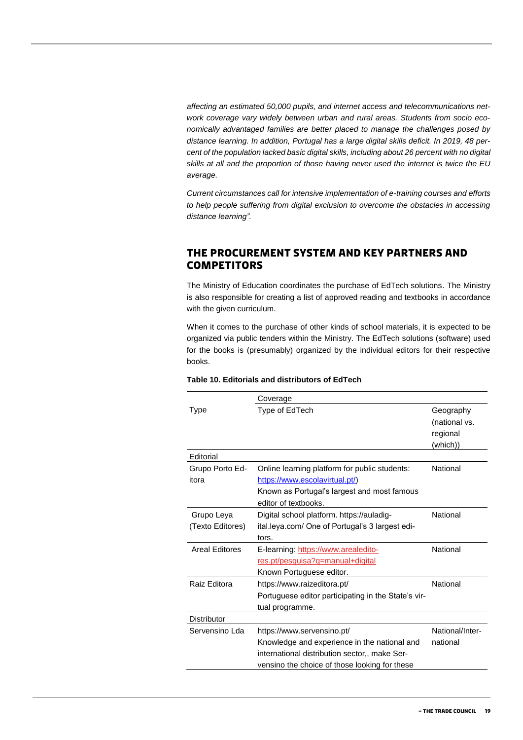*affecting an estimated 50,000 pupils, and internet access and telecommunications network coverage vary widely between urban and rural areas. Students from socio economically advantaged families are better placed to manage the challenges posed by distance learning. In addition, Portugal has a large digital skills deficit. In 2019, 48 percent of the population lacked basic digital skills, including about 26 percent with no digital skills at all and the proportion of those having never used the internet is twice the EU average.*

*Current circumstances call for intensive implementation of e-training courses and efforts to help people suffering from digital exclusion to overcome the obstacles in accessing distance learning".*

## THE PROCUREMENT SYSTEM AND KEY PARTNERS AND COMPETITORS

The Ministry of Education coordinates the purchase of EdTech solutions. The Ministry is also responsible for creating a list of approved reading and textbooks in accordance with the given curriculum.

When it comes to the purchase of other kinds of school materials, it is expected to be organized via public tenders within the Ministry. The EdTech solutions (software) used for the books is (presumably) organized by the individual editors for their respective books.

**Table 10. Editorials and distributors of EdTech**

| | Coverage | |
|---|---|---|
| Type | Type of EdTech | Geography (national vs. regional (which)) |
| Editorial | | |
| Grupo Porto Editora | Online learning platform for public students: https://www.escolavirtual.pt/) Known as Portugal's largest and most famous editor of textbooks. | National |
| Grupo Leya (Texto Editores) | Digital school platform. https://auladigital.leya.com/ One of Portugal's 3 largest editors. | National |
| Areal Editores | E-learning: https://www.arealeditores.pt/pesquisa?q=manual+digital Known Portuguese editor. | National |
| Raiz Editora | https://www.raizeditora.pt/ Portuguese editor participating in the State's virtual programme. | National |
| Distributor | | |
| Servensino Lda | https://www.servensino.pt/ Knowledge and experience in the national and international distribution sector,, make Servensino the choice of those looking for these | National/International |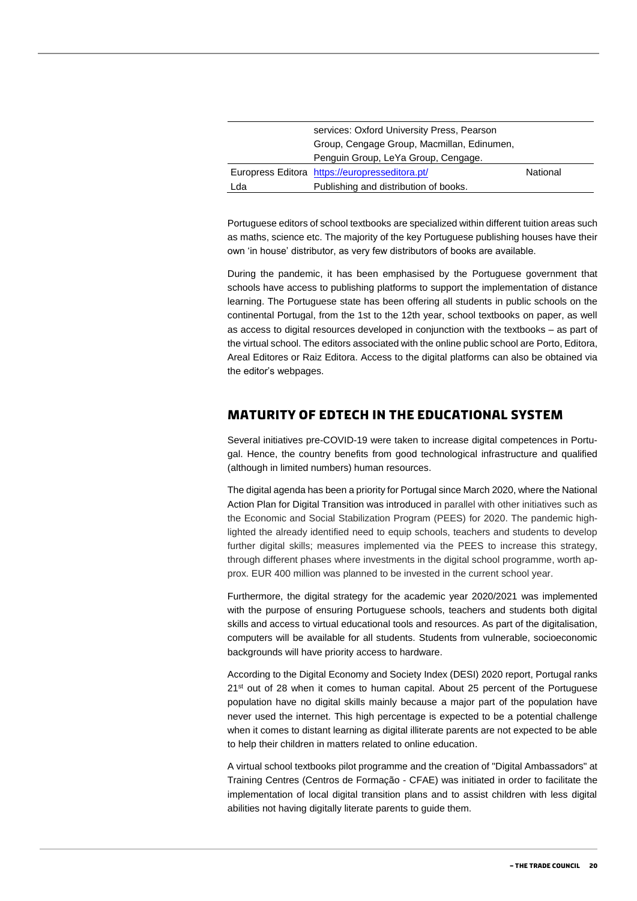| | | |
|---|---|---|
| | services: Oxford University Press, Pearson Group, Cengage Group, Macmillan, Edinumen, Penguin Group, LeYa Group, Cengage. | |
| Europress Editora Lda | https://europresseditora.pt/ Publishing and distribution of books. | National |

Portuguese editors of school textbooks are specialized within different tuition areas such as maths, science etc. The majority of the key Portuguese publishing houses have their own 'in house' distributor, as very few distributors of books are available.

During the pandemic, it has been emphasised by the Portuguese government that schools have access to publishing platforms to support the implementation of distance learning. The Portuguese state has been offering all students in public schools on the continental Portugal, from the 1st to the 12th year, school textbooks on paper, as well as access to digital resources developed in conjunction with the textbooks – as part of the virtual school. The editors associated with the online public school are Porto, Editora, Areal Editores or Raiz Editora. Access to the digital platforms can also be obtained via the editor's webpages.

## MATURITY OF EDTECH IN THE EDUCATIONAL SYSTEM

Several initiatives pre-COVID-19 were taken to increase digital competences in Portugal. Hence, the country benefits from good technological infrastructure and qualified (although in limited numbers) human resources.

The digital agenda has been a priority for Portugal since March 2020, where the National Action Plan for Digital Transition was introduced in parallel with other initiatives such as the Economic and Social Stabilization Program (PEES) for 2020. The pandemic highlighted the already identified need to equip schools, teachers and students to develop further digital skills; measures implemented via the PEES to increase this strategy, through different phases where investments in the digital school programme, worth approx. EUR 400 million was planned to be invested in the current school year.

Furthermore, the digital strategy for the academic year 2020/2021 was implemented with the purpose of ensuring Portuguese schools, teachers and students both digital skills and access to virtual educational tools and resources. As part of the digitalisation, computers will be available for all students. Students from vulnerable, socioeconomic backgrounds will have priority access to hardware.

According to the Digital Economy and Society Index (DESI) 2020 report, Portugal ranks 21st out of 28 when it comes to human capital. About 25 percent of the Portuguese population have no digital skills mainly because a major part of the population have never used the internet. This high percentage is expected to be a potential challenge when it comes to distant learning as digital illiterate parents are not expected to be able to help their children in matters related to online education.

A virtual school textbooks pilot programme and the creation of "Digital Ambassadors" at Training Centres (Centros de Formação - CFAE) was initiated in order to facilitate the implementation of local digital transition plans and to assist children with less digital abilities not having digitally literate parents to guide them.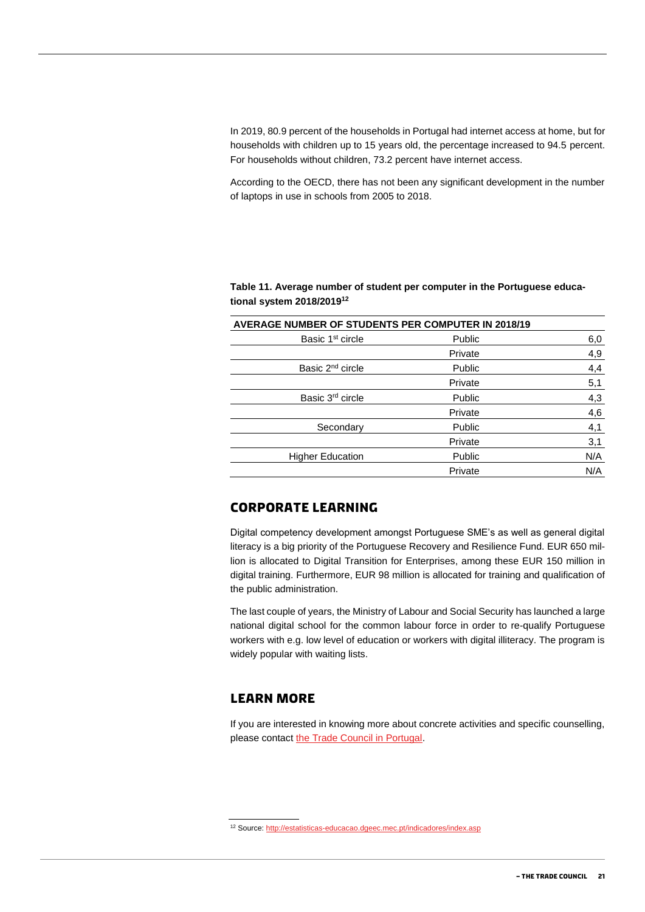In 2019, 80.9 percent of the households in Portugal had internet access at home, but for households with children up to 15 years old, the percentage increased to 94.5 percent. For households without children, 73.2 percent have internet access.

According to the OECD, there has not been any significant development in the number of laptops in use in schools from 2005 to 2018.

**Table 11. Average number of student per computer in the Portuguese educational system 2018/2019[12]**

| AVERAGE NUMBER OF STUDENTS PER COMPUTER IN 2018/19 | | |
|---|---|---|
| Basic 1st circle | Public | 6,0 |
| | Private | 4,9 |
| Basic 2nd circle | Public | 4,4 |
| | Private | 5,1 |
| Basic 3rd circle | Public | 4,3 |
| | Private | 4,6 |
| Secondary | Public | 4,1 |
| | Private | 3,1 |
| Higher Education | Public | N/A |
| | Private | N/A |

## CORPORATE LEARNING

Digital competency development amongst Portuguese SME's as well as general digital literacy is a big priority of the Portuguese Recovery and Resilience Fund. EUR 650 million is allocated to Digital Transition for Enterprises, among these EUR 150 million in digital training. Furthermore, EUR 98 million is allocated for training and qualification of the public administration.

The last couple of years, the Ministry of Labour and Social Security has launched a large national digital school for the common labour force in order to re-qualify Portuguese workers with e.g. low level of education or workers with digital illiteracy. The program is widely popular with waiting lists.

## LEARN MORE

If you are interested in knowing more about concrete activities and specific counselling, please contact the Trade Council in Portugal.

[12] Source: http://estatisticas-educacao.dgeec.mec.pt/indicadores/index.asp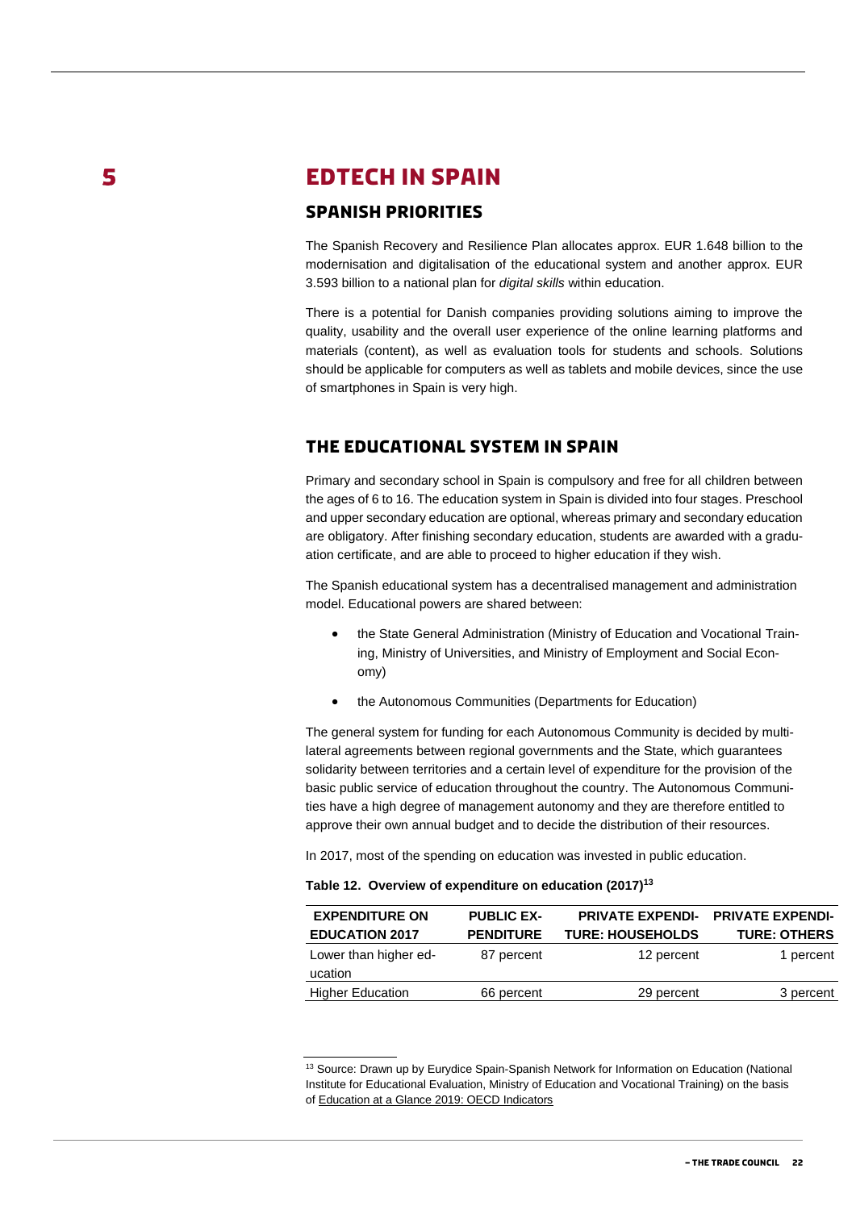# 5 EDTECH IN SPAIN

## SPANISH PRIORITIES

The Spanish Recovery and Resilience Plan allocates approx. EUR 1.648 billion to the modernisation and digitalisation of the educational system and another approx. EUR 3.593 billion to a national plan for *digital skills* within education.

There is a potential for Danish companies providing solutions aiming to improve the quality, usability and the overall user experience of the online learning platforms and materials (content), as well as evaluation tools for students and schools. Solutions should be applicable for computers as well as tablets and mobile devices, since the use of smartphones in Spain is very high.

## THE EDUCATIONAL SYSTEM IN SPAIN

Primary and secondary school in Spain is compulsory and free for all children between the ages of 6 to 16. The education system in Spain is divided into four stages. Preschool and upper secondary education are optional, whereas primary and secondary education are obligatory. After finishing secondary education, students are awarded with a graduation certificate, and are able to proceed to higher education if they wish.

The Spanish educational system has a decentralised management and administration model. Educational powers are shared between:

- the State General Administration (Ministry of Education and Vocational Training, Ministry of Universities, and Ministry of Employment and Social Economy)
- the Autonomous Communities (Departments for Education)

The general system for funding for each Autonomous Community is decided by multilateral agreements between regional governments and the State, which guarantees solidarity between territories and a certain level of expenditure for the provision of the basic public service of education throughout the country. The Autonomous Communities have a high degree of management autonomy and they are therefore entitled to approve their own annual budget and to decide the distribution of their resources.

In 2017, most of the spending on education was invested in public education.

**Table 12. Overview of expenditure on education (2017)[13]**

| EXPENDITURE ON EDUCATION 2017 | PUBLIC EXPENDITURE | PRIVATE EXPENDITURE: HOUSEHOLDS | PRIVATE EXPENDITURE: OTHERS |
|---|---|---|---|
| Lower than higher education | 87 percent | 12 percent | 1 percent |
| Higher Education | 66 percent | 29 percent | 3 percent |

[13] Source: Drawn up by Eurydice Spain-Spanish Network for Information on Education (National Institute for Educational Evaluation, Ministry of Education and Vocational Training) on the basis of Education at a Glance 2019: OECD Indicators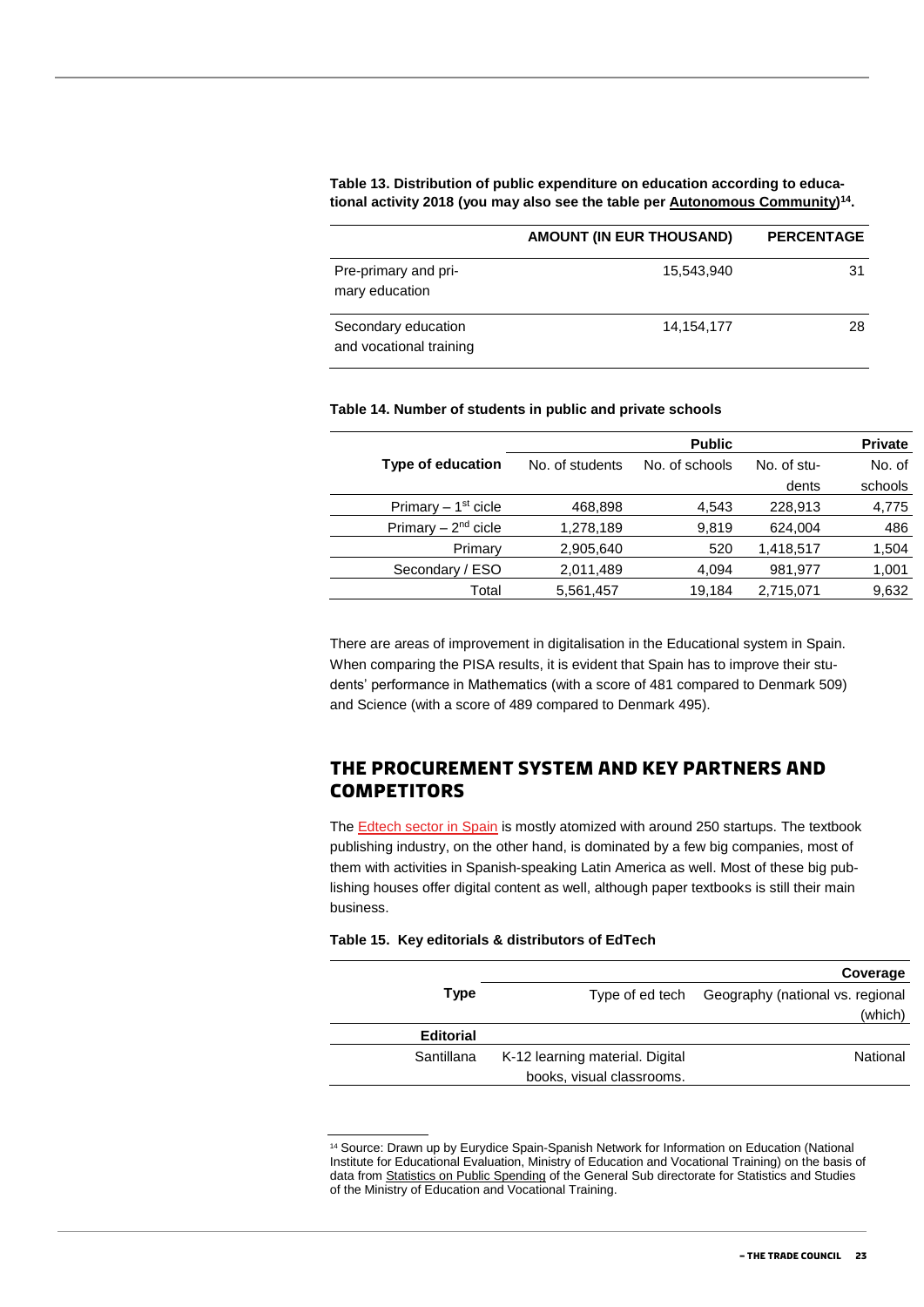**Table 13. Distribution of public expenditure on education according to educational activity 2018 (you may also see the table per Autonomous Community)[14].**

| | AMOUNT (IN EUR THOUSAND) | PERCENTAGE |
|---|---|---|
| Pre-primary and primary education | 15,543,940 | 31 |
| Secondary education and vocational training | 14,154,177 | 28 |

**Table 14. Number of students in public and private schools**

| | Public | | Private | |
|---|---|---|---|---|
| Type of education | No. of students | No. of schools | No. of students | No. of schools |
| Primary – 1st cicle | 468,898 | 4,543 | 228,913 | 4,775 |
| Primary – 2nd cicle | 1,278,189 | 9,819 | 624,004 | 486 |
| Primary | 2,905,640 | 520 | 1,418,517 | 1,504 |
| Secondary / ESO | 2,011,489 | 4,094 | 981,977 | 1,001 |
| Total | 5,561,457 | 19,184 | 2,715,071 | 9,632 |

There are areas of improvement in digitalisation in the Educational system in Spain. When comparing the PISA results, it is evident that Spain has to improve their students' performance in Mathematics (with a score of 481 compared to Denmark 509) and Science (with a score of 489 compared to Denmark 495).

## THE PROCUREMENT SYSTEM AND KEY PARTNERS AND COMPETITORS

The Edtech sector in Spain is mostly atomized with around 250 startups. The textbook publishing industry, on the other hand, is dominated by a few big companies, most of them with activities in Spanish-speaking Latin America as well. Most of these big publishing houses offer digital content as well, although paper textbooks is still their main business.

**Table 15. Key editorials & distributors of EdTech**

| | Coverage | |
|---|---|---|
| Type | Type of ed tech | Geography (national vs. regional (which) |
| **Editorial** | | |
| Santillana | K-12 learning material. Digital books, visual classrooms. | National |

[14] Source: Drawn up by Eurydice Spain-Spanish Network for Information on Education (National Institute for Educational Evaluation, Ministry of Education and Vocational Training) on the basis of data from Statistics on Public Spending of the General Sub directorate for Statistics and Studies of the Ministry of Education and Vocational Training.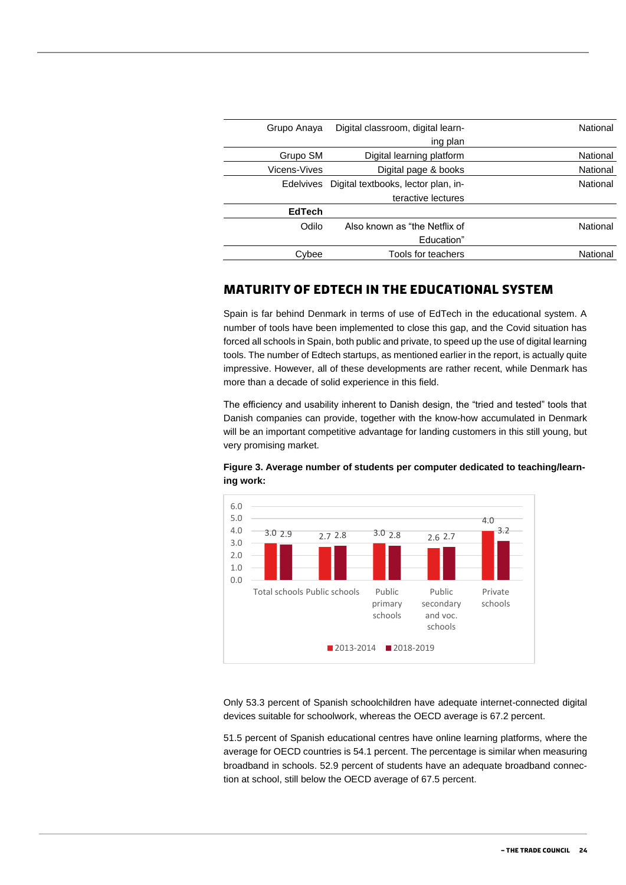| | | |
|---|---|---|
| Grupo Anaya | Digital classroom, digital learning plan | National |
| Grupo SM | Digital learning platform | National |
| Vicens-Vives | Digital page & books | National |
| Edelvives | Digital textbooks, lector plan, interactive lectures | National |
| **EdTech** | | |
| Odilo | Also known as "the Netflix of Education" | National |
| Cybee | Tools for teachers | National |

## MATURITY OF EDTECH IN THE EDUCATIONAL SYSTEM

Spain is far behind Denmark in terms of use of EdTech in the educational system. A number of tools have been implemented to close this gap, and the Covid situation has forced all schools in Spain, both public and private, to speed up the use of digital learning tools. The number of Edtech startups, as mentioned earlier in the report, is actually quite impressive. However, all of these developments are rather recent, while Denmark has more than a decade of solid experience in this field.

The efficiency and usability inherent to Danish design, the "tried and tested" tools that Danish companies can provide, together with the know-how accumulated in Denmark will be an important competitive advantage for landing customers in this still young, but very promising market.

**Figure 3. Average number of students per computer dedicated to teaching/learning work:**

| | 2013-2014 | 2018-2019 |
|---|---|---|
| Total schools | 3.0 | 2.9 |
| Public schools | 2.7 | 2.8 |
| Public primary schools | 3.0 | 2.8 |
| Public secondary and voc. schools | 2.6 | 2.7 |
| Private schools | 4.0 | 3.2 |

Only 53.3 percent of Spanish schoolchildren have adequate internet-connected digital devices suitable for schoolwork, whereas the OECD average is 67.2 percent.

51.5 percent of Spanish educational centres have online learning platforms, where the average for OECD countries is 54.1 percent. The percentage is similar when measuring broadband in schools. 52.9 percent of students have an adequate broadband connection at school, still below the OECD average of 67.5 percent.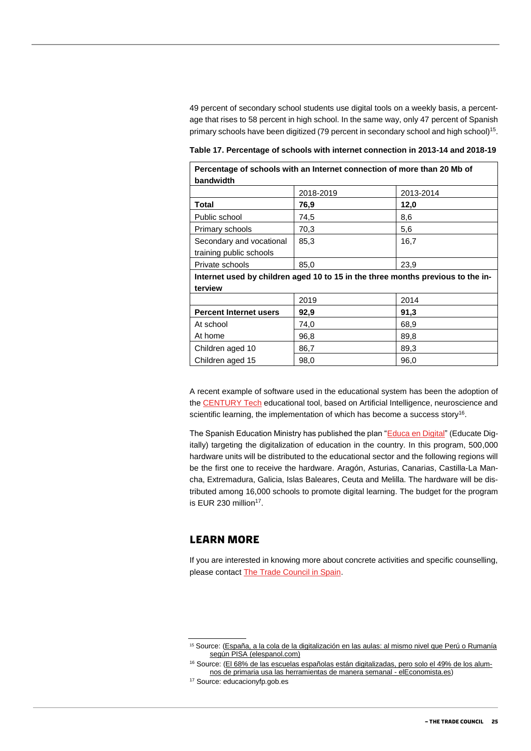49 percent of secondary school students use digital tools on a weekly basis, a percentage that rises to 58 percent in high school. In the same way, only 47 percent of Spanish primary schools have been digitized (79 percent in secondary school and high school)[15].

**Table 17. Percentage of schools with internet connection in 2013-14 and 2018-19**

| **Percentage of schools with an Internet connection of more than 20 Mb of bandwidth** | | |
|---|---|---|
| | 2018-2019 | 2013-2014 |
| **Total** | **76,9** | **12,0** |
| Public school | 74,5 | 8,6 |
| Primary schools | 70,3 | 5,6 |
| Secondary and vocational training public schools | 85,3 | 16,7 |
| Private schools | 85,0 | 23,9 |
| **Internet used by children aged 10 to 15 in the three months previous to the interview** | | |
| | 2019 | 2014 |
| **Percent Internet users** | **92,9** | **91,3** |
| At school | 74,0 | 68,9 |
| At home | 96,8 | 89,8 |
| Children aged 10 | 86,7 | 89,3 |
| Children aged 15 | 98,0 | 96,0 |

A recent example of software used in the educational system has been the adoption of the CENTURY Tech educational tool, based on Artificial Intelligence, neuroscience and scientific learning, the implementation of which has become a success story[16].

The Spanish Education Ministry has published the plan "Educa en Digital" (Educate Digitally) targeting the digitalization of education in the country. In this program, 500,000 hardware units will be distributed to the educational sector and the following regions will be the first one to receive the hardware. Aragón, Asturias, Canarias, Castilla-La Mancha, Extremadura, Galicia, Islas Baleares, Ceuta and Melilla. The hardware will be distributed among 16,000 schools to promote digital learning. The budget for the program is EUR 230 million[17].

## LEARN MORE

If you are interested in knowing more about concrete activities and specific counselling, please contact The Trade Council in Spain.

---

[15] Source: (España, a la cola de la digitalización en las aulas: al mismo nivel que Perú o Rumanía según PISA (elespanol.com)

[16] Source: (El 68% de las escuelas españolas están digitalizadas, pero solo el 49% de los alumnos de primaria usa las herramientas de manera semanal - elEconomista.es)

[17] Source: educacionyfp.gob.es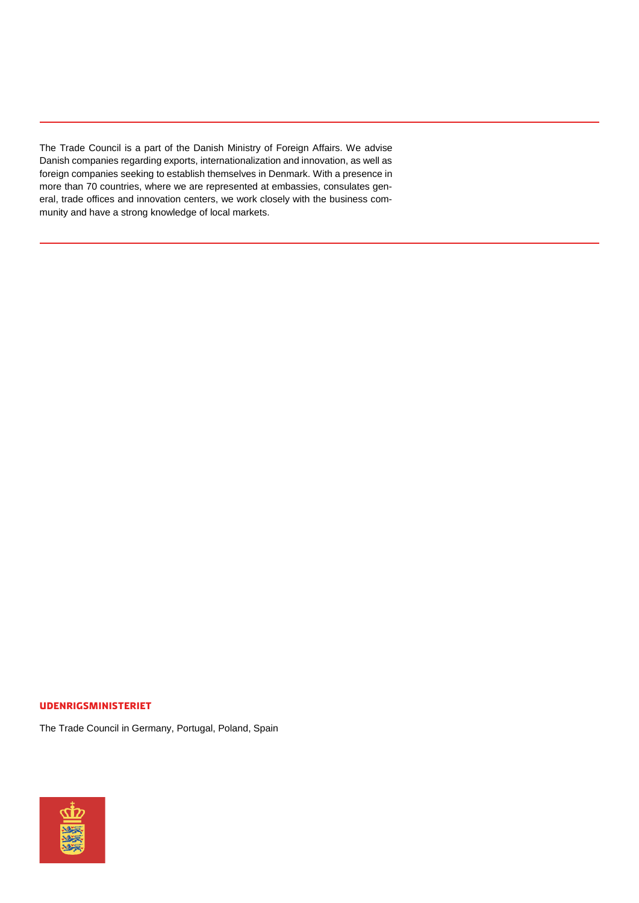The Trade Council is a part of the Danish Ministry of Foreign Affairs. We advise Danish companies regarding exports, internationalization and innovation, as well as foreign companies seeking to establish themselves in Denmark. With a presence in more than 70 countries, where we are represented at embassies, consulates general, trade offices and innovation centers, we work closely with the business community and have a strong knowledge of local markets.

**UDENRIGSMINISTERIET**

The Trade Council in Germany, Portugal, Poland, Spain